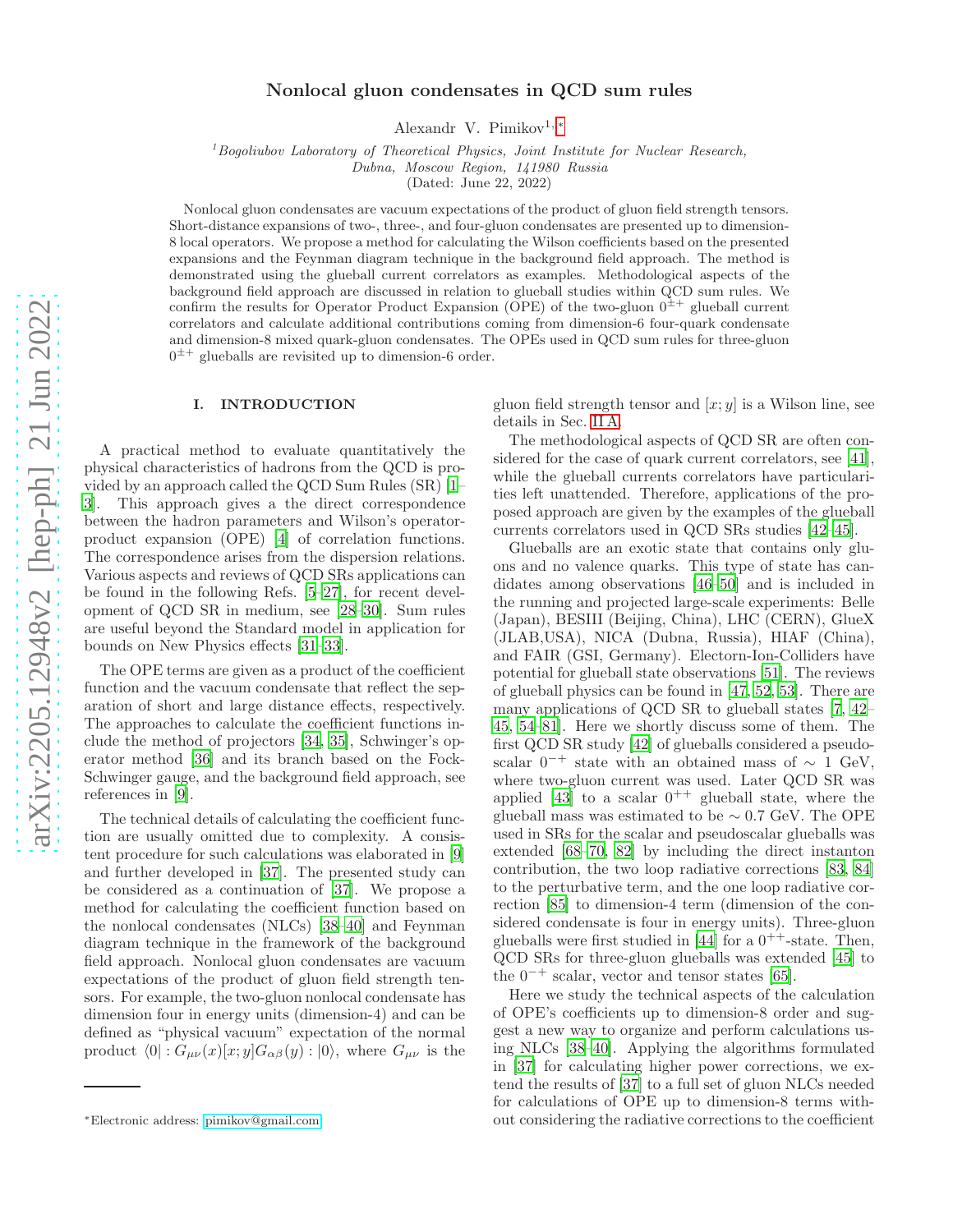# Nonlocal gluon condensates in QCD sum rules

Alexandr V. Pimikov[1,*]

[1] *Bogoliubov Laboratory of Theoretical Physics, Joint Institute for Nuclear Research, Dubna, Moscow Region, 141980 Russia*

(Dated: June 22, 2022)

Nonlocal gluon condensates are vacuum expectations of the product of gluon field strength tensors. Short-distance expansions of two-, three-, and four-gluon condensates are presented up to dimension-8 local operators. We propose a method for calculating the Wilson coefficients based on the presented expansions and the Feynman diagram technique in the background field approach. The method is demonstrated using the glueball current correlators as examples. Methodological aspects of the background field approach are discussed in relation to glueball studies within QCD sum rules. We confirm the results for Operator Product Expansion (OPE) of the two-gluon $0^{\pm +}$ glueball current correlators and calculate additional contributions coming from dimension-6 four-quark condensate and dimension-8 mixed quark-gluon condensates. The OPEs used in QCD sum rules for three-gluon $0^{\pm +}$ glueballs are revisited up to dimension-6 order.

## I. INTRODUCTION

A practical method to evaluate quantitatively the physical characteristics of hadrons from the QCD is provided by an approach called the QCD Sum Rules (SR) [1–3]. This approach gives a the direct correspondence between the hadron parameters and Wilson's operator-product expansion (OPE) [4] of correlation functions. The correspondence arises from the dispersion relations. Various aspects and reviews of QCD SRs applications can be found in the following Refs. [5–27], for recent development of QCD SR in medium, see [28–30]. Sum rules are useful beyond the Standard model in application for bounds on New Physics effects [31–33].

The OPE terms are given as a product of the coefficient function and the vacuum condensate that reflect the separation of short and large distance effects, respectively. The approaches to calculate the coefficient functions include the method of projectors [34, 35], Schwinger's operator method [36] and its branch based on the Fock-Schwinger gauge, and the background field approach, see references in [9].

The technical details of calculating the coefficient function are usually omitted due to complexity. A consistent procedure for such calculations was elaborated in [9] and further developed in [37]. The presented study can be considered as a continuation of [37]. We propose a method for calculating the coefficient function based on the nonlocal condensates (NLCs) [38–40] and Feynman diagram technique in the framework of the background field approach. Nonlocal gluon condensates are vacuum expectations of the product of gluon field strength tensors. For example, the two-gluon nonlocal condensate has dimension four in energy units (dimension-4) and can be defined as "physical vacuum" expectation of the normal product $\langle 0| : G_{\mu\nu}(x)[x;y]G_{\alpha\beta}(y) : |0\rangle$, where $G_{\mu\nu}$ is the gluon field strength tensor and $[x;y]$ is a Wilson line, see details in Sec. II A.

The methodological aspects of QCD SR are often considered for the case of quark current correlators, see [41], while the glueball currents correlators have particularities left unattended. Therefore, applications of the proposed approach are given by the examples of the glueball currents correlators used in QCD SRs studies [42–45].

Glueballs are an exotic state that contains only gluons and no valence quarks. This type of state has candidates among observations [46–50] and is included in the running and projected large-scale experiments: Belle (Japan), BESIII (Beijing, China), LHC (CERN), GlueX (JLAB,USA), NICA (Dubna, Russia), HIAF (China), and FAIR (GSI, Germany). Electron-Ion-Colliders have potential for glueball state observations [51]. The reviews of glueball physics can be found in [47, 52, 53]. There are many applications of QCD SR to glueball states [7, 42–45, 54–81]. Here we shortly discuss some of them. The first QCD SR study [42] of glueballs considered a pseudoscalar $0^{-+}$ state with an obtained mass of $\sim 1$ GeV, where two-gluon current was used. Later QCD SR was applied [43] to a scalar $0^{++}$ glueball state, where the glueball mass was estimated to be $\sim 0.7$ GeV. The OPE used in SRs for the scalar and pseudoscalar glueballs was extended [68–70, 82] by including the direct instanton contribution, the two loop radiative corrections [83, 84] to the perturbative term, and the one loop radiative correction [85] to dimension-4 term (dimension of the considered condensate is four in energy units). Three-gluon glueballs were first studied in [44] for a $0^{++}$-state. Then, QCD SRs for three-gluon glueballs was extended [45] to the $0^{-+}$ scalar, vector and tensor states [65].

Here we study the technical aspects of the calculation of OPE's coefficients up to dimension-8 order and suggest a new way to organize and perform calculations using NLCs [38–40]. Applying the algorithms formulated in [37] for calculating higher power corrections, we extend the results of [37] to a full set of gluon NLCs needed for calculations of OPE up to dimension-8 terms without considering the radiative corrections to the coefficient

*Electronic address: pimikov@gmail.com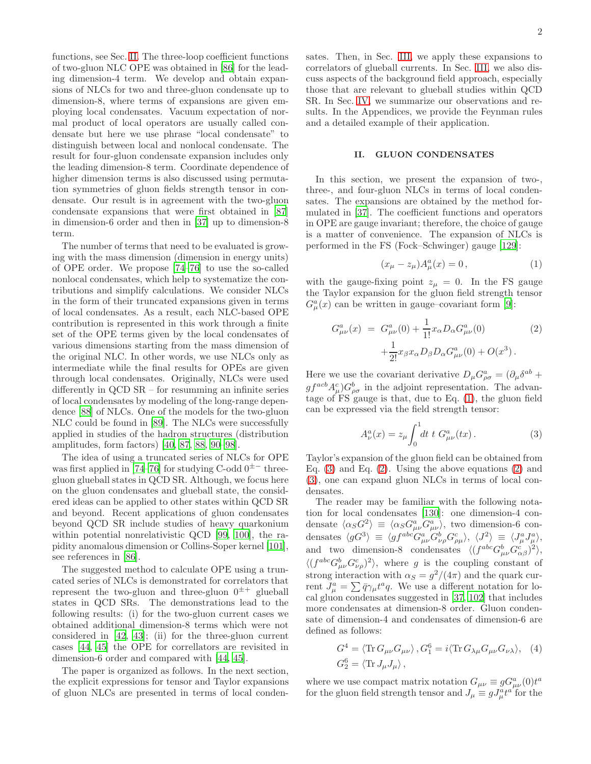functions, see Sec. II. The three-loop coefficient functions of two-gluon NLC OPE was obtained in [86] for the leading dimension-4 term. We develop and obtain expansions of NLCs for two and three-gluon condensate up to dimension-8, where terms of expansions are given employing local condensates. Vacuum expectation of normal product of local operators are usually called condensate but here we use phrase "local condensate" to distinguish between local and nonlocal condensate. The result for four-gluon condensate expansion includes only the leading dimension-8 term. Coordinate dependence of higher dimension terms is also discussed using permutation symmetries of gluon fields strength tensor in condensate. Our result is in agreement with the two-gluon condensate expansions that were first obtained in [87] in dimension-6 order and then in [37] up to dimension-8 term.

The number of terms that need to be evaluated is growing with the mass dimension (dimension in energy units) of OPE order. We propose [74–76] to use the so-called nonlocal condensates, which help to systematize the contributions and simplify calculations. We consider NLCs in the form of their truncated expansions given in terms of local condensates. As a result, each NLC-based OPE contribution is represented in this work through a finite set of the OPE terms given by the local condensates of various dimensions starting from the mass dimension of the original NLC. In other words, we use NLCs only as intermediate while the final results for OPEs are given through local condensates. Originally, NLCs were used differently in QCD SR – for resumming an infinite series of local condensates by modeling of the long-range dependence [88] of NLCs. One of the models for the two-gluon NLC could be found in [89]. The NLCs were successfully applied in studies of the hadron structures (distribution amplitudes, form factors) [40, 87, 88, 90–98].

The idea of using a truncated series of NLCs for OPE was first applied in [74–76] for studying C-odd $0^{\pm -}$ three-gluon glueball states in QCD SR. Although, we focus here on the gluon condensates and glueball state, the considered ideas can be applied to other states within QCD SR and beyond. Recent applications of gluon condensates beyond QCD SR include studies of heavy quarkonium within potential nonrelativistic QCD [99, 100], the rapidity anomalous dimension or Collins-Soper kernel [101], see references in [86].

The suggested method to calculate OPE using a truncated series of NLCs is demonstrated for correlators that represent the two-gluon and three-gluon $0^{\pm +}$ glueball states in QCD SRs. The demonstrations lead to the following results: (i) for the two-gluon current cases we obtained additional dimension-8 terms which were not considered in [42, 43]; (ii) for the three-gluon current cases [44, 45] the OPE for corellators are revisited in dimension-6 order and compared with [44, 45].

The paper is organized as follows. In the next section, the explicit expressions for tensor and Taylor expansions of gluon NLCs are presented in terms of local condensates. Then, in Sec. III, we apply these expansions to correlators of glueball currents. In Sec. III, we also discuss aspects of the background field approach, especially those that are relevant to glueball studies within QCD SR. In Sec. IV, we summarize our observations and results. In the Appendices, we provide the Feynman rules and a detailed example of their application.

## II. GLUON CONDENSATES

In this section, we present the expansion of two-, three-, and four-gluon NLCs in terms of local condensates. The expansions are obtained by the method formulated in [37]. The coefficient functions and operators in OPE are gauge invariant; therefore, the choice of gauge is a matter of convenience. The expansion of NLCs is performed in the FS (Fock–Schwinger) gauge [129]:

$$(x_\mu - z_\mu) A^a_\mu(x) = 0\,, \tag{1}$$

with the gauge-fixing point $z_\mu = 0$. In the FS gauge the Taylor expansion for the gluon field strength tensor $G^a_\mu(x)$ can be written in gauge–covariant form [9]:

$$\begin{aligned} G^a_{\mu\nu}(x) \;&=\; G^a_{\mu\nu}(0) + \frac{1}{1!} x_\alpha D_\alpha G^a_{\mu\nu}(0) \\ &\quad + \frac{1}{2!} x_\beta x_\alpha D_\beta D_\alpha G^a_{\mu\nu}(0) + O(x^3)\,. \end{aligned} \tag{2}$$

Here we use the covariant derivative $D_\mu G^a_{\rho\sigma} = (\partial_\mu \delta^{ab} + g f^{acb} A^c_\mu) G^b_{\rho\sigma}$ in the adjoint representation. The advantage of FS gauge is that, due to Eq. (1), the gluon field can be expressed via the field strength tensor:

$$A^a_\nu(x) = z_\mu \int_0^1 dt\; t\; G^a_{\mu\nu}(tx)\,. \tag{3}$$

Taylor's expansion of the gluon field can be obtained from Eq. (3) and Eq. (2). Using the above equations (2) and (3), one can expand gluon NLCs in terms of local condensates.

The reader may be familiar with the following notation for local condensates [130]: one dimension-4 condensate $\langle \alpha_S G^2 \rangle \equiv \langle \alpha_S G^a_{\mu\nu} G^a_{\mu\nu} \rangle$, two dimension-6 condensates $\langle g G^3 \rangle \equiv \langle g f^{abc} G^a_{\mu\nu} G^b_{\nu\rho} G^c_{\rho\mu} \rangle$, $\langle J^2 \rangle \equiv \langle J^a_\mu J^a_\mu \rangle$, and two dimension-8 condensates $\langle (f^{abc} G^b_{\mu\nu} G^c_{\alpha\beta})^2 \rangle$, $\langle (f^{abc} G^b_{\mu\nu} G^c_{\nu\rho})^2 \rangle$, where $g$ is the coupling constant of strong interaction with $\alpha_S = g^2/(4\pi)$ and the quark current $J^a_\mu = \sum \bar{q} \gamma_\mu t^a q$. We use a different notation for local gluon condensates suggested in [37, 102] that includes more condensates at dimension-8 order. Gluon condensate of dimension-4 and condensates of dimension-6 are defined as follows:

$$\begin{aligned} G^4 &= \langle \mathrm{Tr}\, G_{\mu\nu} G_{\mu\nu} \rangle\,, G^6_1 = i \langle \mathrm{Tr}\, G_{\lambda\mu} G_{\mu\nu} G_{\nu\lambda} \rangle, \\ G^6_2 &= \langle \mathrm{Tr}\, J_\mu J_\mu \rangle\,, \end{aligned} \tag{4}$$

where we use compact matrix notation $G_{\mu\nu} \equiv g G^a_{\mu\nu}(0) t^a$ for the gluon field strength tensor and $J_\mu \equiv g J^a_\mu t^a$ for the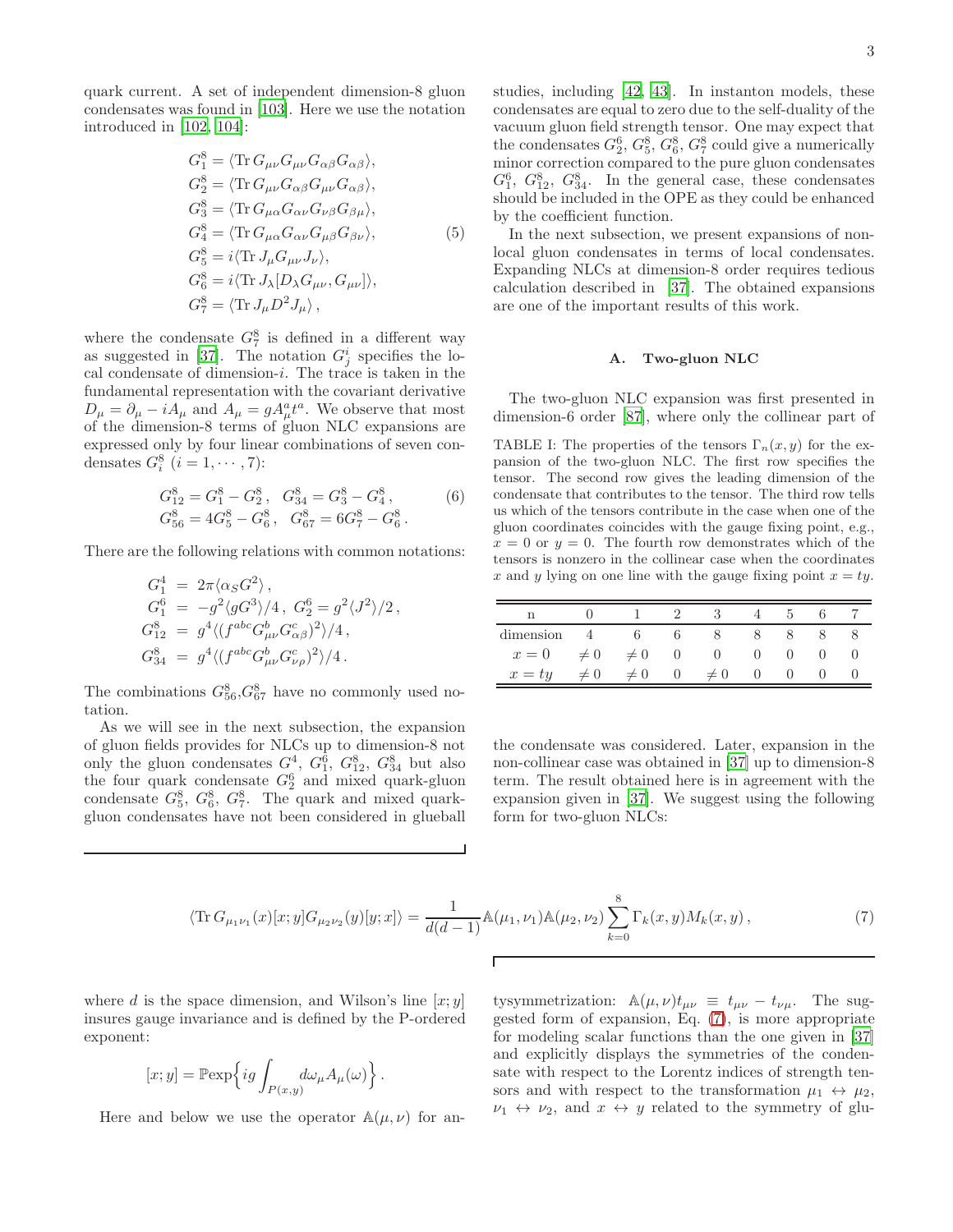quark current. A set of independent dimension-8 gluon condensates was found in [103]. Here we use the notation introduced in [102, 104]:

$$
\begin{aligned}
G_1^8 &= \langle \mathrm{Tr}\, G_{\mu\nu} G_{\mu\nu} G_{\alpha\beta} G_{\alpha\beta} \rangle, \\
G_2^8 &= \langle \mathrm{Tr}\, G_{\mu\nu} G_{\alpha\beta} G_{\mu\nu} G_{\alpha\beta} \rangle, \\
G_3^8 &= \langle \mathrm{Tr}\, G_{\mu\alpha} G_{\alpha\nu} G_{\nu\beta} G_{\beta\mu} \rangle, \\
G_4^8 &= \langle \mathrm{Tr}\, G_{\mu\alpha} G_{\alpha\nu} G_{\mu\beta} G_{\beta\nu} \rangle, \\
G_5^8 &= i \langle \mathrm{Tr}\, J_\mu G_{\mu\nu} J_\nu \rangle, \\
G_6^8 &= i \langle \mathrm{Tr}\, J_\lambda [D_\lambda G_{\mu\nu}, G_{\mu\nu}] \rangle, \\
G_7^8 &= \langle \mathrm{Tr}\, J_\mu D^2 J_\mu \rangle \,,
\end{aligned}
\tag{5}
$$

where the condensate $G_7^8$ is defined in a different way as suggested in [37]. The notation $G_j^i$ specifies the local condensate of dimension-$i$. The trace is taken in the fundamental representation with the covariant derivative $D_\mu = \partial_\mu - iA_\mu$ and $A_\mu = gA_\mu^a t^a$. We observe that most of the dimension-8 terms of gluon NLC expansions are expressed only by four linear combinations of seven condensates $G_i^8$ $(i = 1, \cdots, 7)$:

$$
\begin{aligned}
G_{12}^8 &= G_1^8 - G_2^8 \,, \quad G_{34}^8 = G_3^8 - G_4^8 \,, \\
G_{56}^8 &= 4G_5^8 - G_6^8 \,, \quad G_{67}^8 = 6G_7^8 - G_6^8 \,.
\end{aligned}
\tag{6}
$$

There are the following relations with common notations:

$$
\begin{aligned}
G_1^4 &= 2\pi \langle \alpha_S G^2 \rangle \,, \\
G_1^6 &= -g^2 \langle g G^3 \rangle / 4 \,, \; G_2^6 = g^2 \langle J^2 \rangle / 2 \,, \\
G_{12}^8 &= g^4 \langle (f^{abc} G_{\mu\nu}^b G_{\alpha\beta}^c)^2 \rangle / 4 \,, \\
G_{34}^8 &= g^4 \langle (f^{abc} G_{\mu\nu}^b G_{\nu\rho}^c)^2 \rangle / 4 \,.
\end{aligned}
$$

The combinations $G_{56}^8$, $G_{67}^8$ have no commonly used notation.

As we will see in the next subsection, the expansion of gluon fields provides for NLCs up to dimension-8 not only the gluon condensates $G^4$, $G_1^6$, $G_{12}^8$, $G_{34}^8$ but also the four quark condensate $G_2^6$ and mixed quark-gluon condensate $G_5^8$, $G_6^8$, $G_7^8$. The quark and mixed quark-gluon condensates have not been considered in glueball studies, including [42, 43]. In instanton models, these condensates are equal to zero due to the self-duality of the vacuum gluon field strength tensor. One may expect that the condensates $G_2^6$, $G_5^8$, $G_6^8$, $G_7^8$ could give a numerically minor correction compared to the pure gluon condensates $G_1^6$, $G_{12}^8$, $G_{34}^8$. In the general case, these condensates should be included in the OPE as they could be enhanced by the coefficient function.

In the next subsection, we present expansions of non-local gluon condensates in terms of local condensates. Expanding NLCs at dimension-8 order requires tedious calculation described in [37]. The obtained expansions are one of the important results of this work.

### A. Two-gluon NLC

The two-gluon NLC expansion was first presented in dimension-6 order [87], where only the collinear part of the condensate was considered. Later, expansion in the non-collinear case was obtained in [37] up to dimension-8 term. The result obtained here is in agreement with the expansion given in [37]. We suggest using the following form for two-gluon NLCs:

TABLE I: The properties of the tensors $\Gamma_n(x, y)$ for the expansion of the two-gluon NLC. The first row specifies the tensor. The second row gives the leading dimension of the condensate that contributes to the tensor. The third row tells us which of the tensors contribute in the case when one of the gluon coordinates coincides with the gauge fixing point, e.g., $x = 0$ or $y = 0$. The fourth row demonstrates which of the tensors is nonzero in the collinear case when the coordinates $x$ and $y$ lying on one line with the gauge fixing point $x = ty$.

| n | 0 | 1 | 2 | 3 | 4 | 5 | 6 | 7 |
|---|---|---|---|---|---|---|---|---|
| dimension | 4 | 6 | 6 | 8 | 8 | 8 | 8 | 8 |
| $x = 0$ | $\neq 0$ | $\neq 0$ | 0 | 0 | 0 | 0 | 0 | 0 |
| $x = ty$ | $\neq 0$ | $\neq 0$ | 0 | $\neq 0$ | 0 | 0 | 0 | 0 |

$$
\langle \mathrm{Tr}\, G_{\mu_1\nu_1}(x)[x; y] G_{\mu_2\nu_2}(y)[y; x] \rangle = \frac{1}{d(d-1)} \mathbb{A}(\mu_1, \nu_1) \mathbb{A}(\mu_2, \nu_2) \sum_{k=0}^{8} \Gamma_k(x, y) M_k(x, y) \,,
\tag{7}
$$

where $d$ is the space dimension, and Wilson's line $[x; y]$ insures gauge invariance and is defined by the P-ordered exponent:

$$
[x; y] = \mathbb{P}\mathrm{exp}\Big\{ ig \int_{P(x,y)} d\omega_\mu A_\mu(\omega) \Big\} \,.
$$

Here and below we use the operator $\mathbb{A}(\mu, \nu)$ for antysymmetrization: $\mathbb{A}(\mu, \nu) t_{\mu\nu} \equiv t_{\mu\nu} - t_{\nu\mu}$. The suggested form of expansion, Eq. (7), is more appropriate for modeling scalar functions than the one given in [37] and explicitly displays the symmetries of the condensate with respect to the Lorentz indices of strength tensors and with respect to the transformation $\mu_1 \leftrightarrow \mu_2$, $\nu_1 \leftrightarrow \nu_2$, and $x \leftrightarrow y$ related to the symmetry of glu-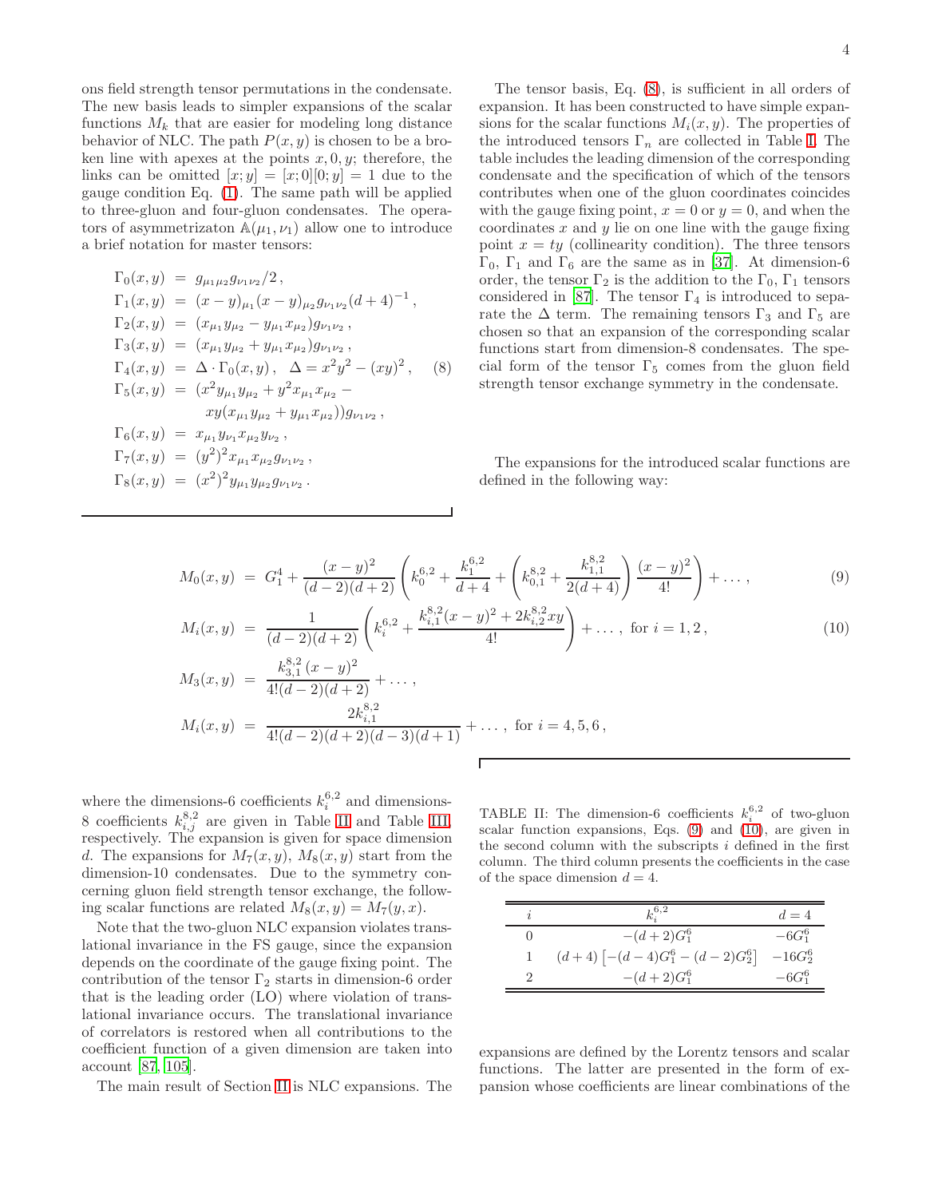ons field strength tensor permutations in the condensate. The new basis leads to simpler expansions of the scalar functions $M_k$ that are easier for modeling long distance behavior of NLC. The path $P(x,y)$ is chosen to be a broken line with apexes at the points $x, 0, y$; therefore, the links can be omitted $[x;y] = [x;0][0;y] = 1$ due to the gauge condition Eq. (1). The same path will be applied to three-gluon and four-gluon condensates. The operators of asymmetrizaton $\mathbb{A}(\mu_1,\nu_1)$ allow one to introduce a brief notation for master tensors:

$$
\begin{aligned}
\Gamma_0(x,y) &= g_{\mu_1\mu_2} g_{\nu_1\nu_2}/2\,, \\
\Gamma_1(x,y) &= (x-y)_{\mu_1}(x-y)_{\mu_2} g_{\nu_1\nu_2}(d+4)^{-1}\,, \\
\Gamma_2(x,y) &= (x_{\mu_1}y_{\mu_2} - y_{\mu_1}x_{\mu_2}) g_{\nu_1\nu_2}\,, \\
\Gamma_3(x,y) &= (x_{\mu_1}y_{\mu_2} + y_{\mu_1}x_{\mu_2}) g_{\nu_1\nu_2}\,, \\
\Gamma_4(x,y) &= \Delta \cdot \Gamma_0(x,y)\,, \quad \Delta = x^2y^2 - (xy)^2\,, \\
\Gamma_5(x,y) &= (x^2 y_{\mu_1}y_{\mu_2} + y^2 x_{\mu_1}x_{\mu_2} - \\
&\quad\; xy(x_{\mu_1}y_{\mu_2} + y_{\mu_1}x_{\mu_2})) g_{\nu_1\nu_2}\,, \\
\Gamma_6(x,y) &= x_{\mu_1}y_{\nu_1}x_{\mu_2}y_{\nu_2}\,, \\
\Gamma_7(x,y) &= (y^2)^2 x_{\mu_1}x_{\mu_2} g_{\nu_1\nu_2}\,, \\
\Gamma_8(x,y) &= (x^2)^2 y_{\mu_1}y_{\mu_2} g_{\nu_1\nu_2}\,.
\end{aligned}
\tag{8}
$$

The tensor basis, Eq. (8), is sufficient in all orders of expansion. It has been constructed to have simple expansions for the scalar functions $M_i(x,y)$. The properties of the introduced tensors $\Gamma_n$ are collected in Table I. The table includes the leading dimension of the corresponding condensate and the specification of which of the tensors contributes when one of the gluon coordinates coincides with the gauge fixing point, $x = 0$ or $y = 0$, and when the coordinates $x$ and $y$ lie on one line with the gauge fixing point $x = ty$ (collinearity condition). The three tensors $\Gamma_0$, $\Gamma_1$ and $\Gamma_6$ are the same as in [37]. At dimension-6 order, the tensor $\Gamma_2$ is the addition to the $\Gamma_0$, $\Gamma_1$ tensors considered in [87]. The tensor $\Gamma_4$ is introduced to separate the $\Delta$ term. The remaining tensors $\Gamma_3$ and $\Gamma_5$ are chosen so that an expansion of the corresponding scalar functions start from dimension-8 condensates. The special form of the tensor $\Gamma_5$ comes from the gluon field strength tensor exchange symmetry in the condensate.

The expansions for the introduced scalar functions are defined in the following way:

$$
\begin{aligned}
M_0(x,y) &= G_1^4 + \frac{(x-y)^2}{(d-2)(d+2)}\left(k_0^{6,2} + \frac{k_1^{6,2}}{d+4} + \left(k_{0,1}^{8,2} + \frac{k_{1,1}^{8,2}}{2(d+4)}\right)\frac{(x-y)^2}{4!}\right) + \dots\,, &(9)\\
M_i(x,y) &= \frac{1}{(d-2)(d+2)}\left(k_i^{6,2} + \frac{k_{i,1}^{8,2}(x-y)^2 + 2k_{i,2}^{8,2}xy}{4!}\right) + \dots\,,\ \text{for } i = 1,2\,, &(10)\\
M_3(x,y) &= \frac{k_{3,1}^{8,2}\,(x-y)^2}{4!(d-2)(d+2)} + \dots\,,\\
M_i(x,y) &= \frac{2k_{i,1}^{8,2}}{4!(d-2)(d+2)(d-3)(d+1)} + \dots\,,\ \text{for } i = 4,5,6\,,
\end{aligned}
$$

where the dimensions-6 coefficients $k_i^{6,2}$ and dimensions-8 coefficients $k_{i,j}^{8,2}$ are given in Table II and Table III, respectively. The expansion is given for space dimension $d$. The expansions for $M_7(x,y)$, $M_8(x,y)$ start from the dimension-10 condensates. Due to the symmetry concerning gluon field strength tensor exchange, the following scalar functions are related $M_8(x,y) = M_7(y,x)$.

Note that the two-gluon NLC expansion violates translational invariance in the FS gauge, since the expansion depends on the coordinate of the gauge fixing point. The contribution of the tensor $\Gamma_2$ starts in dimension-6 order that is the leading order (LO) where violation of translational invariance occurs. The translational invariance of correlators is restored when all contributions to the coefficient function of a given dimension are taken into account [87, 105].

The main result of Section II is NLC expansions. The expansions are defined by the Lorentz tensors and scalar functions. The latter are presented in the form of expansion whose coefficients are linear combinations of the

TABLE II: The dimension-6 coefficients $k_i^{6,2}$ of two-gluon scalar function expansions, Eqs. (9) and (10), are given in the second column with the subscripts $i$ defined in the first column. The third column presents the coefficients in the case of the space dimension $d = 4$.

| $i$ | $k_i^{6,2}$ | $d = 4$ |
|---|---|---|
| 0 | $-(d+2)G_1^6$ | $-6G_1^6$ |
| 1 | $(d+4)\left[-(d-4)G_1^6 - (d-2)G_2^6\right]$ | $-16G_2^6$ |
| 2 | $-(d+2)G_1^6$ | $-6G_1^6$ |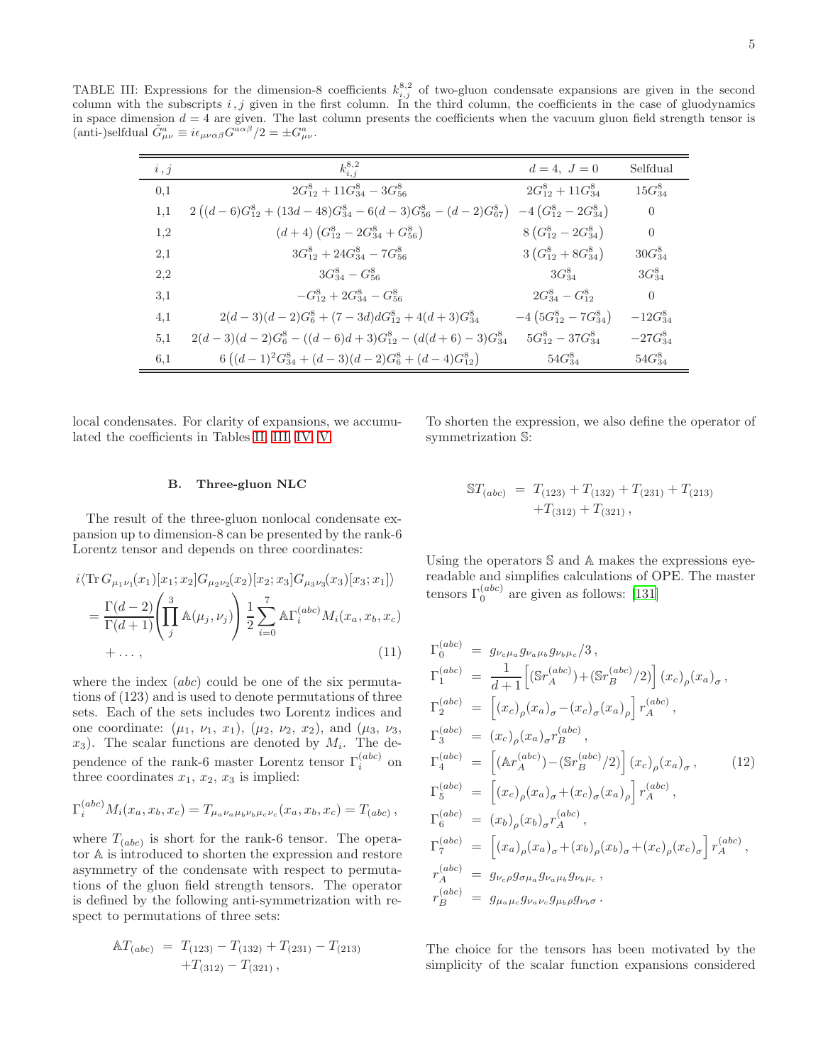TABLE III: Expressions for the dimension-8 coefficients $k^{8,2}_{i,j}$ of two-gluon condensate expansions are given in the second column with the subscripts $i,j$ given in the first column. In the third column, the coefficients in the case of gluodynamics in space dimension $d=4$ are given. The last column presents the coefficients when the vacuum gluon field strength tensor is (anti-)selfdual $\tilde{G}^a_{\mu\nu} \equiv i\epsilon_{\mu\nu\alpha\beta}G^{a\alpha\beta}/2 = \pm G^a_{\mu\nu}$.

| $i,j$ | $k^{8,2}_{i,j}$ | $d=4,\ J=0$ | Selfdual |
|---|---|---|---|
| 0,1 | $2G^8_{12}+11G^8_{34}-3G^8_{56}$ | $2G^8_{12}+11G^8_{34}$ | $15G^8_{34}$ |
| 1,1 | $2\left((d-6)G^8_{12}+(13d-48)G^8_{34}-6(d-3)G^8_{56}-(d-2)G^8_{67}\right)$ | $-4\left(G^8_{12}-2G^8_{34}\right)$ | 0 |
| 1,2 | $(d+4)\left(G^8_{12}-2G^8_{34}+G^8_{56}\right)$ | $8\left(G^8_{12}-2G^8_{34}\right)$ | 0 |
| 2,1 | $3G^8_{12}+24G^8_{34}-7G^8_{56}$ | $3\left(G^8_{12}+8G^8_{34}\right)$ | $30G^8_{34}$ |
| 2,2 | $3G^8_{34}-G^8_{56}$ | $3G^8_{34}$ | $3G^8_{34}$ |
| 3,1 | $-G^8_{12}+2G^8_{34}-G^8_{56}$ | $2G^8_{34}-G^8_{12}$ | 0 |
| 4,1 | $2(d-3)(d-2)G^8_{6}+(7-3d)dG^8_{12}+4(d+3)G^8_{34}$ | $-4\left(5G^8_{12}-7G^8_{34}\right)$ | $-12G^8_{34}$ |
| 5,1 | $2(d-3)(d-2)G^8_{6}-((d-6)d+3)G^8_{12}-(d(d+6)-3)G^8_{34}$ | $5G^8_{12}-37G^8_{34}$ | $-27G^8_{34}$ |
| 6,1 | $6\left((d-1)^2G^8_{34}+(d-3)(d-2)G^8_{6}+(d-4)G^8_{12}\right)$ | $54G^8_{34}$ | $54G^8_{34}$ |

local condensates. For clarity of expansions, we accumulated the coefficients in Tables II, III, IV, V.

### B. Three-gluon NLC

The result of the three-gluon nonlocal condensate expansion up to dimension-8 can be presented by the rank-6 Lorentz tensor and depends on three coordinates:

$$
\begin{aligned}
&i\langle \mathrm{Tr}\, G_{\mu_1\nu_1}(x_1)[x_1;x_2]G_{\mu_2\nu_2}(x_2)[x_2;x_3]G_{\mu_3\nu_3}(x_3)[x_3;x_1]\rangle \\
&= \frac{\Gamma(d-2)}{\Gamma(d+1)}\left(\prod_j^3 \mathbb{A}(\mu_j,\nu_j)\right)\frac{1}{2}\sum_{i=0}^{7}\mathbb{A}\Gamma_i^{(abc)}M_i(x_a,x_b,x_c) \\
&\quad + \ldots , \qquad (11)
\end{aligned}
$$

where the index $(abc)$ could be one of the six permutations of (123) and is used to denote permutations of three sets. Each of the sets includes two Lorentz indices and one coordinate: $(\mu_1,\ \nu_1,\ x_1)$, $(\mu_2,\ \nu_2,\ x_2)$, and $(\mu_3,\ \nu_3,\ x_3)$. The scalar functions are denoted by $M_i$. The dependence of the rank-6 master Lorentz tensor $\Gamma_i^{(abc)}$ on three coordinates $x_1$, $x_2$, $x_3$ is implied:

$$
\Gamma_i^{(abc)}M_i(x_a,x_b,x_c) = T_{\mu_a\nu_a\mu_b\nu_b\mu_c\nu_c}(x_a,x_b,x_c) = T_{(abc)}\,,
$$

where $T_{(abc)}$ is short for the rank-6 tensor. The operator $\mathbb{A}$ is introduced to shorten the expression and restore asymmetry of the condensate with respect to permutations of the gluon field strength tensors. The operator is defined by the following anti-symmetrization with respect to permutations of three sets:

$$
\begin{aligned}
\mathbb{A}T_{(abc)} &= T_{(123)} - T_{(132)} + T_{(231)} - T_{(213)} \\
&\quad + T_{(312)} - T_{(321)}\,,
\end{aligned}
$$

To shorten the expression, we also define the operator of symmetrization $\mathbb{S}$:

$$
\begin{aligned}
\mathbb{S}T_{(abc)} &= T_{(123)} + T_{(132)} + T_{(231)} + T_{(213)} \\
&\quad + T_{(312)} + T_{(321)}\,,
\end{aligned}
$$

Using the operators $\mathbb{S}$ and $\mathbb{A}$ makes the expressions eye-readable and simplifies calculations of OPE. The master tensors $\Gamma_0^{(abc)}$ are given as follows: [131]

$$
\begin{aligned}
\Gamma_0^{(abc)} &= g_{\nu_c\mu_a}g_{\nu_a\mu_b}g_{\nu_b\mu_c}/3\,, \\
\Gamma_1^{(abc)} &= \frac{1}{d+1}\left[(\mathbb{S}r_A^{(abc)})+(\mathbb{S}r_B^{(abc)}/2)\right](x_c)_\rho(x_a)_\sigma\,, \\
\Gamma_2^{(abc)} &= \left[(x_c)_\rho(x_a)_\sigma-(x_c)_\sigma(x_a)_\rho\right]r_A^{(abc)}\,, \\
\Gamma_3^{(abc)} &= (x_c)_\rho(x_a)_\sigma r_B^{(abc)}\,, \\
\Gamma_4^{(abc)} &= \left[(\mathbb{A}r_A^{(abc)})-(\mathbb{S}r_B^{(abc)}/2)\right](x_c)_\rho(x_a)_\sigma\,, \qquad (12) \\
\Gamma_5^{(abc)} &= \left[(x_c)_\rho(x_a)_\sigma+(x_c)_\sigma(x_a)_\rho\right]r_A^{(abc)}\,, \\
\Gamma_6^{(abc)} &= (x_b)_\rho(x_b)_\sigma r_A^{(abc)}\,, \\
\Gamma_7^{(abc)} &= \left[(x_a)_\rho(x_a)_\sigma+(x_b)_\rho(x_b)_\sigma+(x_c)_\rho(x_c)_\sigma\right]r_A^{(abc)}\,, \\
r_A^{(abc)} &= g_{\nu_c\rho}g_{\sigma\mu_a}g_{\nu_a\mu_b}g_{\nu_b\mu_c}\,, \\
r_B^{(abc)} &= g_{\mu_a\mu_c}g_{\nu_a\nu_c}g_{\mu_b\rho}g_{\nu_b\sigma}\,.
\end{aligned}
$$

The choice for the tensors has been motivated by the simplicity of the scalar function expansions considered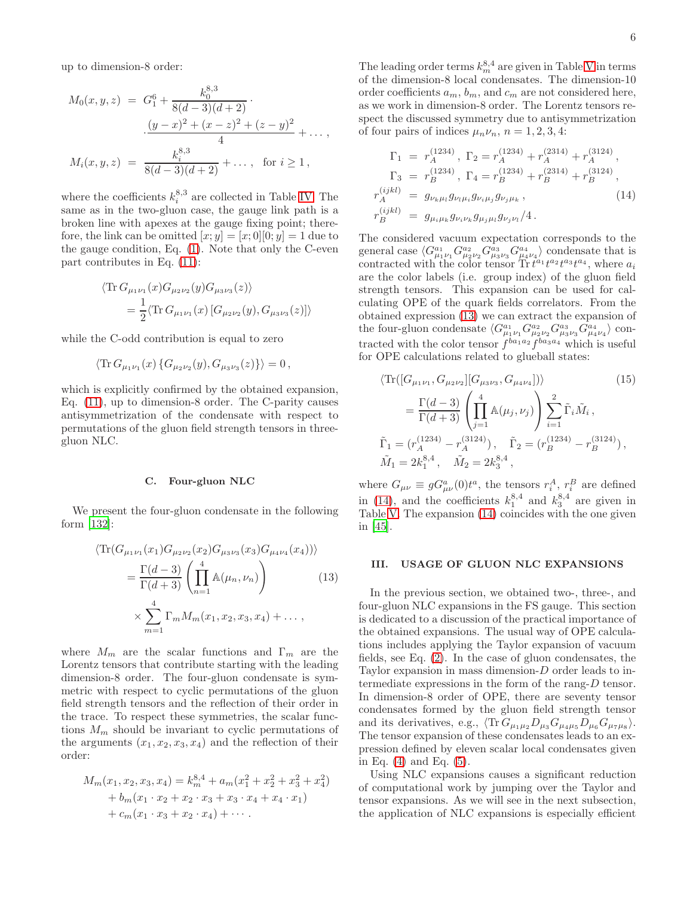up to dimension-8 order:

$$
\begin{aligned}
M_0(x,y,z) &= G_1^6 + \frac{k_0^{8,3}}{8(d-3)(d+2)} \cdot \\
&\quad \cdot \frac{(y-x)^2 + (x-z)^2 + (z-y)^2}{4} + \dots , \\
M_i(x,y,z) &= \frac{k_i^{8,3}}{8(d-3)(d+2)} + \dots , \quad \text{for } i \geq 1 ,
\end{aligned}
$$

where the coefficients $k_i^{8,3}$ are collected in Table IV. The same as in the two-gluon case, the gauge link path is a broken line with apexes at the gauge fixing point; therefore, the link can be omitted $[x;y] = [x;0][0;y] = 1$ due to the gauge condition, Eq. (1). Note that only the C-even part contributes in Eq. (11):

$$
\begin{aligned}
&\langle \mathrm{Tr}\, G_{\mu_1\nu_1}(x) G_{\mu_2\nu_2}(y) G_{\mu_3\nu_3}(z) \rangle \\
&\quad = \frac{1}{2} \langle \mathrm{Tr}\, G_{\mu_1\nu_1}(x) \left[ G_{\mu_2\nu_2}(y), G_{\mu_3\nu_3}(z) \right] \rangle
\end{aligned}
$$

while the C-odd contribution is equal to zero

$$
\langle \mathrm{Tr}\, G_{\mu_1\nu_1}(x) \left\{ G_{\mu_2\nu_2}(y), G_{\mu_3\nu_3}(z) \right\} \rangle = 0 ,
$$

which is explicitly confirmed by the obtained expansion, Eq. (11), up to dimension-8 order. The C-parity causes antisymmetrization of the condensate with respect to permutations of the gluon field strength tensors in three-gluon NLC.

### C. Four-gluon NLC

We present the four-gluon condensate in the following form [132]:

$$
\begin{aligned}
&\langle \mathrm{Tr}( G_{\mu_1\nu_1}(x_1) G_{\mu_2\nu_2}(x_2) G_{\mu_3\nu_3}(x_3) G_{\mu_4\nu_4}(x_4) ) \rangle \\
&\quad = \frac{\Gamma(d-3)}{\Gamma(d+3)} \left( \prod_{n=1}^{4} \mathbb{A}(\mu_n, \nu_n) \right) \\
&\quad \times \sum_{m=1}^{4} \Gamma_m M_m(x_1, x_2, x_3, x_4) + \dots ,
\end{aligned} \tag{13}
$$

where $M_m$ are the scalar functions and $\Gamma_m$ are the Lorentz tensors that contribute starting with the leading dimension-8 order. The four-gluon condensate is symmetric with respect to cyclic permutations of the gluon field strength tensors and the reflection of their order in the trace. To respect these symmetries, the scalar functions $M_m$ should be invariant to cyclic permutations of the arguments $(x_1, x_2, x_3, x_4)$ and the reflection of their order:

$$
\begin{aligned}
M_m(x_1, x_2, x_3, x_4) &= k_m^{8,4} + a_m (x_1^2 + x_2^2 + x_3^2 + x_4^2) \\
&+ b_m (x_1 \cdot x_2 + x_2 \cdot x_3 + x_3 \cdot x_4 + x_4 \cdot x_1) \\
&+ c_m (x_1 \cdot x_3 + x_2 \cdot x_4) + \cdots .
\end{aligned}
$$

The leading order terms $k_m^{8,4}$ are given in Table V in terms of the dimension-8 local condensates. The dimension-10 order coefficients $a_m$, $b_m$, and $c_m$ are not considered here, as we work in dimension-8 order. The Lorentz tensors respect the discussed symmetry due to antisymmetrization of four pairs of indices $\mu_n\nu_n$, $n = 1, 2, 3, 4$:

$$
\begin{aligned}
\Gamma_1 &= r_A^{(1234)} , \; \Gamma_2 = r_A^{(1234)} + r_A^{(2314)} + r_A^{(3124)} , \\
\Gamma_3 &= r_B^{(1234)} , \; \Gamma_4 = r_B^{(1234)} + r_B^{(2314)} + r_B^{(3124)} , \\
r_A^{(ijkl)} &= g_{\nu_k\mu_l} g_{\nu_l\mu_i} g_{\nu_i\mu_j} g_{\nu_j\mu_k} , \\
r_B^{(ijkl)} &= g_{\mu_i\mu_k} g_{\nu_i\nu_k} g_{\mu_j\mu_l} g_{\nu_j\nu_l} / 4 .
\end{aligned} \tag{14}
$$

The considered vacuum expectation corresponds to the general case $\langle G^{a_1}_{\mu_1\nu_1} G^{a_2}_{\mu_2\nu_2} G^{a_3}_{\mu_3\nu_3} G^{a_4}_{\mu_4\nu_4} \rangle$ condensate that is contracted with the color tensor $\mathrm{Tr}\, t^{a_1} t^{a_2} t^{a_3} t^{a_4}$, where $a_i$ are the color labels (i.e. group index) of the gluon field strength tensors. This expansion can be used for calculating OPE of the quark fields correlators. From the obtained expression (13) we can extract the expansion of the four-gluon condensate $\langle G^{a_1}_{\mu_1\nu_1} G^{a_2}_{\mu_2\nu_2} G^{a_3}_{\mu_3\nu_3} G^{a_4}_{\mu_4\nu_4} \rangle$ contracted with the color tensor $f^{b a_1 a_2} f^{b a_3 a_4}$ which is useful for OPE calculations related to glueball states:

$$
\begin{aligned}
&\langle \mathrm{Tr}( [G_{\mu_1\nu_1}, G_{\mu_2\nu_2}] [G_{\mu_3\nu_3}, G_{\mu_4\nu_4}] ) \rangle \\
&\quad = \frac{\Gamma(d-3)}{\Gamma(d+3)} \left( \prod_{j=1}^{4} \mathbb{A}(\mu_j, \nu_j) \right) \sum_{i=1}^{2} \tilde{\Gamma}_i \tilde{M}_i , \\
&\tilde{\Gamma}_1 = (r_A^{(1234)} - r_A^{(3124)}) , \quad \tilde{\Gamma}_2 = (r_B^{(1234)} - r_B^{(3124)}) , \\
&\tilde{M}_1 = 2 k_1^{8,4} , \quad \tilde{M}_2 = 2 k_3^{8,4} ,
\end{aligned} \tag{15}
$$

where $G_{\mu\nu} \equiv g G^a_{\mu\nu}(0) t^a$, the tensors $r_i^A$, $r_i^B$ are defined in (14), and the coefficients $k_1^{8,4}$ and $k_3^{8,4}$ are given in Table V. The expansion (14) coincides with the one given in [45].

## III. USAGE OF GLUON NLC EXPANSIONS

In the previous section, we obtained two-, three-, and four-gluon NLC expansions in the FS gauge. This section is dedicated to a discussion of the practical importance of the obtained expansions. The usual way of OPE calculations includes applying the Taylor expansion of vacuum fields, see Eq. (2). In the case of gluon condensates, the Taylor expansion in mass dimension-$D$ order leads to intermediate expressions in the form of the rang-$D$ tensor. In dimension-8 order of OPE, there are seventy tensor condensates formed by the gluon field strength tensor and its derivatives, e.g., $\langle \mathrm{Tr}\, G_{\mu_1\mu_2} D_{\mu_3} G_{\mu_4\mu_5} D_{\mu_6} G_{\mu_7\mu_8} \rangle$. The tensor expansion of these condensates leads to an expression defined by eleven scalar local condensates given in Eq. (4) and Eq. (5).

Using NLC expansions causes a significant reduction of computational work by jumping over the Taylor and tensor expansions. As we will see in the next subsection, the application of NLC expansions is especially efficient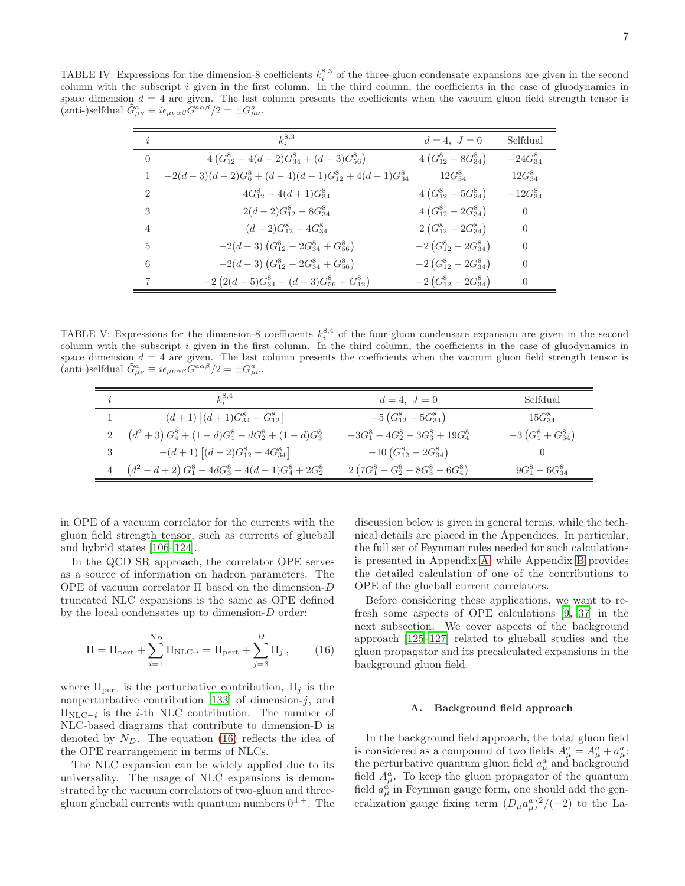TABLE IV: Expressions for the dimension-8 coefficients $k_i^{8,3}$ of the three-gluon condensate expansions are given in the second column with the subscript $i$ given in the first column. In the third column, the coefficients in the case of gluodynamics in space dimension $d = 4$ are given. The last column presents the coefficients when the vacuum gluon field strength tensor is (anti-)selfdual $\tilde{G}^a_{\mu\nu} \equiv i\epsilon_{\mu\nu\alpha\beta}G^{a\alpha\beta}/2 = \pm G^a_{\mu\nu}$.

| $i$ | $k_i^{8,3}$ | $d=4,\ J=0$ | Selfdual |
|---|---|---|---|
| 0 | $4\left(G^8_{12} - 4(d-2)G^8_{34} + (d-3)G^8_{56}\right)$ | $4\left(G^8_{12} - 8G^8_{34}\right)$ | $-24G^8_{34}$ |
| 1 | $-2(d-3)(d-2)G^8_6 + (d-4)(d-1)G^8_{12} + 4(d-1)G^8_{34}$ | $12G^8_{34}$ | $12G^8_{34}$ |
| 2 | $4G^8_{12} - 4(d+1)G^8_{34}$ | $4\left(G^8_{12} - 5G^8_{34}\right)$ | $-12G^8_{34}$ |
| 3 | $2(d-2)G^8_{12} - 8G^8_{34}$ | $4\left(G^8_{12} - 2G^8_{34}\right)$ | 0 |
| 4 | $(d-2)G^8_{12} - 4G^8_{34}$ | $2\left(G^8_{12} - 2G^8_{34}\right)$ | 0 |
| 5 | $-2(d-3)\left(G^8_{12} - 2G^8_{34} + G^8_{56}\right)$ | $-2\left(G^8_{12} - 2G^8_{34}\right)$ | 0 |
| 6 | $-2(d-3)\left(G^8_{12} - 2G^8_{34} + G^8_{56}\right)$ | $-2\left(G^8_{12} - 2G^8_{34}\right)$ | 0 |
| 7 | $-2\left(2(d-5)G^8_{34} - (d-3)G^8_{56} + G^8_{12}\right)$ | $-2\left(G^8_{12} - 2G^8_{34}\right)$ | 0 |

TABLE V: Expressions for the dimension-8 coefficients $k_i^{8,4}$ of the four-gluon condensate expansion are given in the second column with the subscript $i$ given in the first column. In the third column, the coefficients in the case of gluodynamics in space dimension $d = 4$ are given. The last column presents the coefficients when the vacuum gluon field strength tensor is (anti-)selfdual $\tilde{G}^a_{\mu\nu} \equiv i\epsilon_{\mu\nu\alpha\beta}G^{a\alpha\beta}/2 = \pm G^a_{\mu\nu}$.

| $i$ | $k_i^{8,4}$ | $d=4,\ J=0$ | Selfdual |
|---|---|---|---|
| 1 | $(d+1)\left[(d+1)G^8_{34} - G^8_{12}\right]$ | $-5\left(G^8_{12} - 5G^8_{34}\right)$ | $15G^8_{34}$ |
| 2 | $\left(d^2+3\right)G^8_4 + (1-d)G^8_1 - dG^8_2 + (1-d)G^8_3$ | $-3G^8_1 - 4G^8_2 - 3G^8_3 + 19G^8_4$ | $-3\left(G^8_1 + G^8_{34}\right)$ |
| 3 | $-(d+1)\left[(d-2)G^8_{12} - 4G^8_{34}\right]$ | $-10\left(G^8_{12} - 2G^8_{34}\right)$ | 0 |
| 4 | $\left(d^2-d+2\right)G^8_1 - 4dG^8_3 - 4(d-1)G^8_4 + 2G^8_2$ | $2\left(7G^8_1 + G^8_2 - 8G^8_3 - 6G^8_4\right)$ | $9G^8_1 - 6G^8_{34}$ |

in OPE of a vacuum correlator for the currents with the gluon field strength tensor, such as currents of glueball and hybrid states [106–124].

In the QCD SR approach, the correlator OPE serves as a source of information on hadron parameters. The OPE of vacuum correlator $\Pi$ based on the dimension-$D$ truncated NLC expansions is the same as OPE defined by the local condensates up to dimension-$D$ order:

$$\Pi = \Pi_{\rm pert} + \sum_{i=1}^{N_D} \Pi_{{\rm NLC}\text{-}i} = \Pi_{\rm pert} + \sum_{j=3}^{D} \Pi_j\,, \qquad (16)$$

where $\Pi_{\rm pert}$ is the perturbative contribution, $\Pi_j$ is the nonperturbative contribution [133] of dimension-$j$, and $\Pi_{{\rm NLC}-i}$ is the $i$-th NLC contribution. The number of NLC-based diagrams that contribute to dimension-D is denoted by $N_D$. The equation (16) reflects the idea of the OPE rearrangement in terms of NLCs.

The NLC expansion can be widely applied due to its universality. The usage of NLC expansions is demonstrated by the vacuum correlators of two-gluon and three-gluon glueball currents with quantum numbers $0^{\pm+}$. The discussion below is given in general terms, while the technical details are placed in the Appendices. In particular, the full set of Feynman rules needed for such calculations is presented in Appendix A, while Appendix B provides the detailed calculation of one of the contributions to OPE of the glueball current correlators.

Before considering these applications, we want to refresh some aspects of OPE calculations [9, 37] in the next subsection. We cover aspects of the background approach [125–127] related to glueball studies and the gluon propagator and its precalculated expansions in the background gluon field.

### A. Background field approach

In the background field approach, the total gluon field is considered as a compound of two fields $\bar{A}^a_\mu = A^a_\mu + a^a_\mu$: the perturbative quantum gluon field $a^a_\mu$ and background field $A^a_\mu$. To keep the gluon propagator of the quantum field $a^a_\mu$ in Feynman gauge form, one should add the generalization gauge fixing term $(D_\mu a^a_\mu)^2/(-2)$ to the La-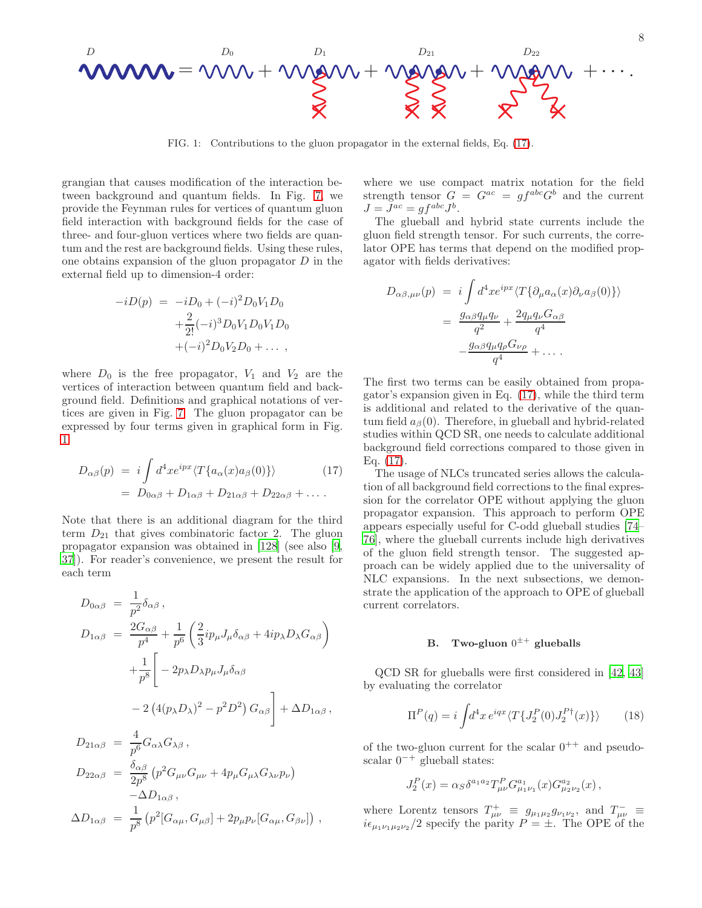$$D = D_0 + D_1 + D_{21} + D_{22} + \cdots .$$

FIG. 1: Contributions to the gluon propagator in the external fields, Eq. (17).

grangian that causes modification of the interaction between background and quantum fields. In Fig. 7, we provide the Feynman rules for vertices of quantum gluon field interaction with background fields for the case of three- and four-gluon vertices where two fields are quantum and the rest are background fields. Using these rules, one obtains expansion of the gluon propagator $D$ in the external field up to dimension-4 order:

$$\begin{aligned}
-iD(p) &= -iD_0 + (-i)^2 D_0 V_1 D_0 \\
&+ \frac{2}{2!}(-i)^3 D_0 V_1 D_0 V_1 D_0 \\
&+ (-i)^2 D_0 V_2 D_0 + \ldots ,
\end{aligned}$$

where $D_0$ is the free propagator, $V_1$ and $V_2$ are the vertices of interaction between quantum field and background field. Definitions and graphical notations of vertices are given in Fig. 7. The gluon propagator can be expressed by four terms given in graphical form in Fig. 1

$$\begin{aligned}
D_{\alpha\beta}(p) &= i\int d^4x e^{ipx}\langle T\{a_\alpha(x)a_\beta(0)\}\rangle \qquad (17)\\
&= D_{0\alpha\beta} + D_{1\alpha\beta} + D_{21\alpha\beta} + D_{22\alpha\beta} + \ldots .
\end{aligned}$$

Note that there is an additional diagram for the third term $D_{21}$ that gives combinatoric factor 2. The gluon propagator expansion was obtained in [128] (see also [9, 37]). For reader's convenience, we present the result for each term

$$\begin{aligned}
D_{0\alpha\beta} &= \frac{1}{p^2}\delta_{\alpha\beta} ,\\
D_{1\alpha\beta} &= \frac{2G_{\alpha\beta}}{p^4} + \frac{1}{p^6}\left(\frac{2}{3}ip_\mu J_\mu \delta_{\alpha\beta} + 4ip_\lambda D_\lambda G_{\alpha\beta}\right)\\
&+ \frac{1}{p^8}\Bigg[-2p_\lambda D_\lambda p_\mu J_\mu \delta_{\alpha\beta}\\
&- 2\left(4(p_\lambda D_\lambda)^2 - p^2 D^2\right) G_{\alpha\beta}\Bigg] + \Delta D_{1\alpha\beta} ,\\
D_{21\alpha\beta} &= \frac{4}{p^6} G_{\alpha\lambda} G_{\lambda\beta} ,\\
D_{22\alpha\beta} &= \frac{\delta_{\alpha\beta}}{2p^8}\left(p^2 G_{\mu\nu}G_{\mu\nu} + 4p_\mu G_{\mu\lambda}G_{\lambda\nu}p_\nu\right)\\
&- \Delta D_{1\alpha\beta} ,\\
\Delta D_{1\alpha\beta} &= \frac{1}{p^8}\left(p^2[G_{\alpha\mu}, G_{\mu\beta}] + 2p_\mu p_\nu [G_{\alpha\mu}, G_{\beta\nu}]\right) ,
\end{aligned}$$

where we use compact matrix notation for the field strength tensor $G = G^{ac} = gf^{abc}G^b$ and the current $J = J^{ac} = gf^{abc}J^b$.

The glueball and hybrid state currents include the gluon field strength tensor. For such currents, the correlator OPE has terms that depend on the modified propagator with fields derivatives:

$$\begin{aligned}
D_{\alpha\beta,\mu\nu}(p) &= i\int d^4x e^{ipx}\langle T\{\partial_\mu a_\alpha(x)\partial_\nu a_\beta(0)\}\rangle\\
&= \frac{g_{\alpha\beta}q_\mu q_\nu}{q^2} + \frac{2q_\mu q_\nu G_{\alpha\beta}}{q^4}\\
&- \frac{g_{\alpha\beta}q_\mu q_\rho G_{\nu\rho}}{q^4} + \ldots .
\end{aligned}$$

The first two terms can be easily obtained from propagator's expansion given in Eq. (17), while the third term is additional and related to the derivative of the quantum field $a_\beta(0)$. Therefore, in glueball and hybrid-related studies within QCD SR, one needs to calculate additional background field corrections compared to those given in Eq. (17).

The usage of NLCs truncated series allows the calculation of all background field corrections to the final expression for the correlator OPE without applying the gluon propagator expansion. This approach to perform OPE appears especially useful for C-odd glueball studies [74–76], where the glueball currents include high derivatives of the gluon field strength tensor. The suggested approach can be widely applied due to the universality of NLC expansions. In the next subsections, we demonstrate the application of the approach to OPE of glueball current correlators.

### B. Two-gluon $0^{\pm+}$ glueballs

QCD SR for glueballs were first considered in [42, 43] by evaluating the correlator

$$\Pi^P(q) = i\int d^4x\, e^{iqx}\langle T\{J_2^P(0)J_2^{P\dagger}(x)\}\rangle \qquad (18)$$

of the two-gluon current for the scalar $0^{++}$ and pseudoscalar $0^{-+}$ glueball states:

$$J_2^P(x) = \alpha_S \delta^{a_1a_2} T^P_{\mu\nu} G^{a_1}_{\mu_1\nu_1}(x) G^{a_2}_{\mu_2\nu_2}(x) ,$$

where Lorentz tensors $T^+_{\mu\nu} \equiv g_{\mu_1\mu_2}g_{\nu_1\nu_2}$, and $T^-_{\mu\nu} \equiv i\epsilon_{\mu_1\nu_1\mu_2\nu_2}/2$ specify the parity $P = \pm$. The OPE of the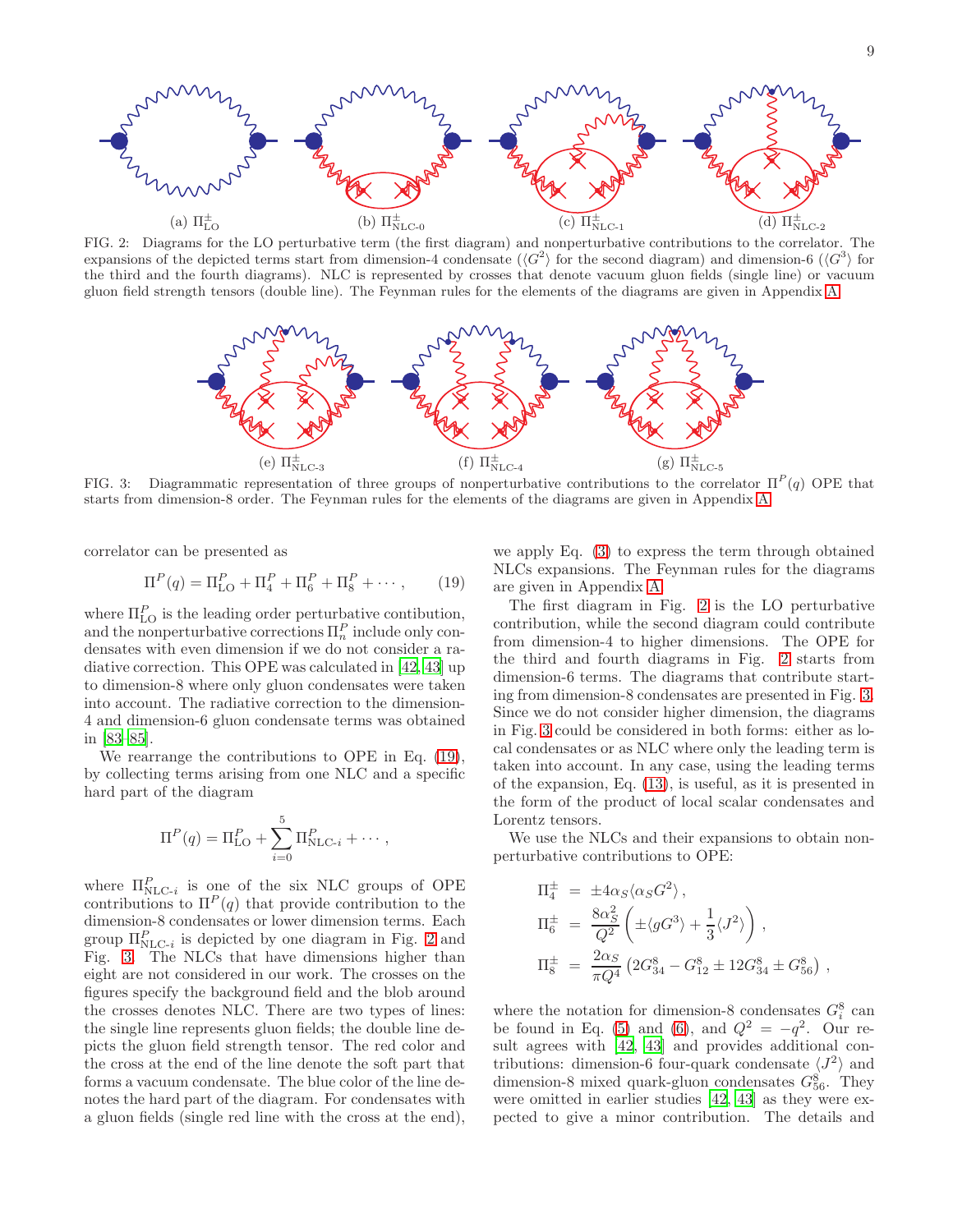(a) $\Pi^{\pm}_{\rm LO}$ (b) $\Pi^{\pm}_{\rm NLC\text{-}0}$ (c) $\Pi^{\pm}_{\rm NLC\text{-}1}$ (d) $\Pi^{\pm}_{\rm NLC\text{-}2}$

FIG. 2: Diagrams for the LO perturbative term (the first diagram) and nonperturbative contributions to the correlator. The expansions of the depicted terms start from dimension-4 condensate ($\langle G^2\rangle$ for the second diagram) and dimension-6 ($\langle G^3\rangle$ for the third and the fourth diagrams). NLC is represented by crosses that denote vacuum gluon fields (single line) or vacuum gluon field strength tensors (double line). The Feynman rules for the elements of the diagrams are given in Appendix A.

(e) $\Pi^{\pm}_{\rm NLC\text{-}3}$ (f) $\Pi^{\pm}_{\rm NLC\text{-}4}$ (g) $\Pi^{\pm}_{\rm NLC\text{-}5}$

FIG. 3: Diagrammatic representation of three groups of nonperturbative contributions to the correlator $\Pi^P(q)$ OPE that starts from dimension-8 order. The Feynman rules for the elements of the diagrams are given in Appendix A.

correlator can be presented as

$$\Pi^P(q) = \Pi^P_{\rm LO} + \Pi^P_4 + \Pi^P_6 + \Pi^P_8 + \cdots , \qquad (19)$$

where $\Pi^P_{\rm LO}$ is the leading order perturbative contibution, and the nonperturbative corrections $\Pi^P_n$ include only condensates with even dimension if we do not consider a radiative correction. This OPE was calculated in [42, 43] up to dimension-8 where only gluon condensates were taken into account. The radiative correction to the dimension-4 and dimension-6 gluon condensate terms was obtained in [83–85].

We rearrange the contributions to OPE in Eq. (19), by collecting terms arising from one NLC and a specific hard part of the diagram

$$\Pi^P(q) = \Pi^P_{\rm LO} + \sum_{i=0}^{5} \Pi^P_{\text{NLC-}i} + \cdots ,$$

where $\Pi^P_{\text{NLC-}i}$ is one of the six NLC groups of OPE contributions to $\Pi^P(q)$ that provide contribution to the dimension-8 condensates or lower dimension terms. Each group $\Pi^P_{\text{NLC-}i}$ is depicted by one diagram in Fig. 2 and Fig. 3. The NLCs that have dimensions higher than eight are not considered in our work. The crosses on the figures specify the background field and the blob around the crosses denotes NLC. There are two types of lines: the single line represents gluon fields; the double line depicts the gluon field strength tensor. The red color and the cross at the end of the line denote the soft part that forms a vacuum condensate. The blue color of the line denotes the hard part of the diagram. For condensates with a gluon fields (single red line with the cross at the end), we apply Eq. (3) to express the term through obtained NLCs expansions. The Feynman rules for the diagrams are given in Appendix A.

The first diagram in Fig. 2 is the LO perturbative contribution, while the second diagram could contribute from dimension-4 to higher dimensions. The OPE for the third and fourth diagrams in Fig. 2 starts from dimension-6 terms. The diagrams that contribute starting from dimension-8 condensates are presented in Fig. 3. Since we do not consider higher dimension, the diagrams in Fig. 3 could be considered in both forms: either as local condensates or as NLC where only the leading term is taken into account. In any case, using the leading terms of the expansion, Eq. (13), is useful, as it is presented in the form of the product of local scalar condensates and Lorentz tensors.

We use the NLCs and their expansions to obtain nonperturbative contributions to OPE:

$$\begin{aligned}
\Pi^{\pm}_4 &= \pm 4\alpha_S \langle \alpha_S G^2\rangle ,\\
\Pi^{\pm}_6 &= \frac{8\alpha_S^2}{Q^2}\left(\pm\langle gG^3\rangle + \frac{1}{3}\langle J^2\rangle\right) ,\\
\Pi^{\pm}_8 &= \frac{2\alpha_S}{\pi Q^4}\left(2G^8_{34} - G^8_{12} \pm 12 G^8_{34} \pm G^8_{56}\right) ,
\end{aligned}$$

where the notation for dimension-8 condensates $G^8_i$ can be found in Eq. (5) and (6), and $Q^2 = -q^2$. Our result agrees with [42, 43] and provides additional contributions: dimension-6 four-quark condensate $\langle J^2\rangle$ and dimension-8 mixed quark-gluon condensates $G^8_{56}$. They were omitted in earlier studies [42, 43] as they were expected to give a minor contribution. The details and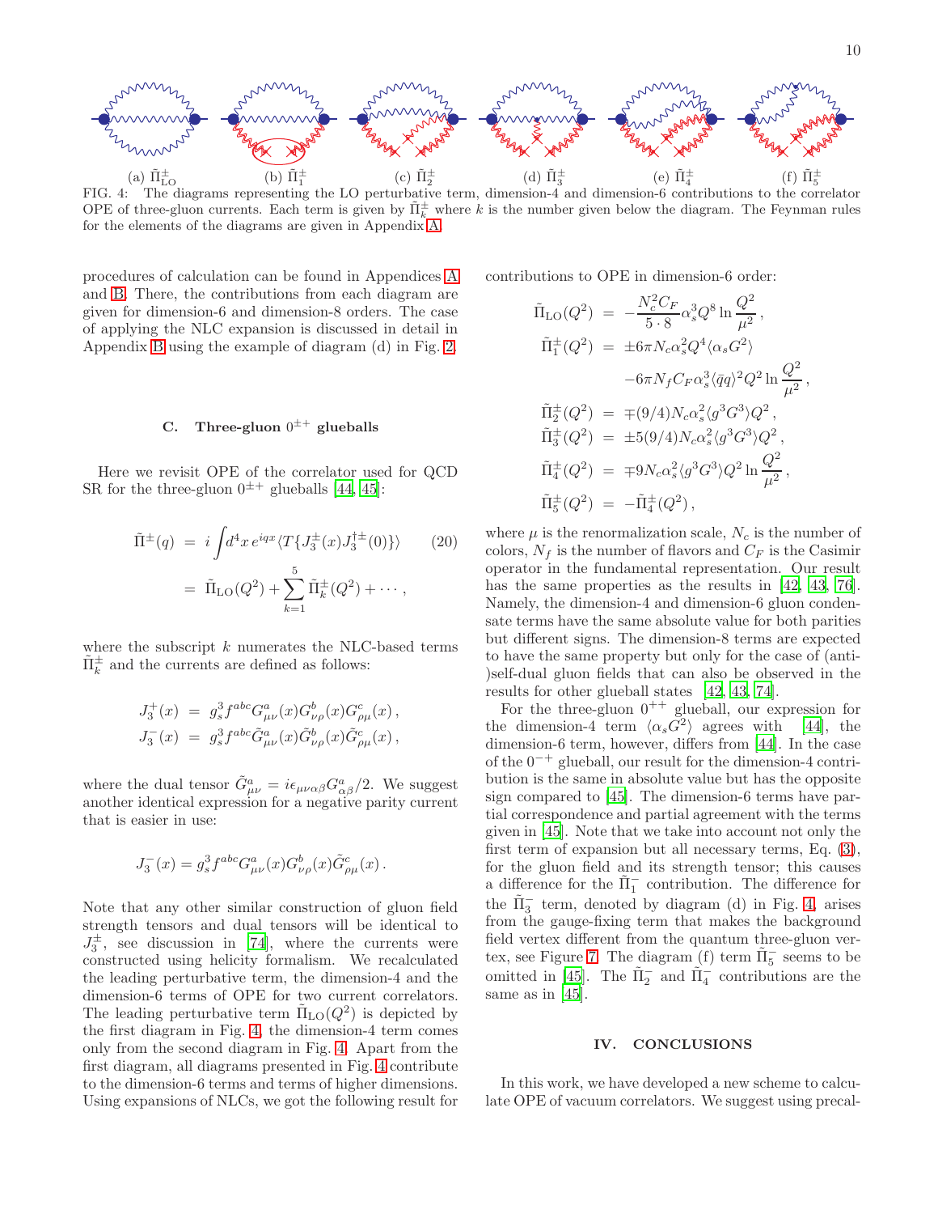(a) $\tilde{\Pi}^{\pm}_{\rm LO}$ (b) $\tilde{\Pi}^{\pm}_1$ (c) $\tilde{\Pi}^{\pm}_2$ (d) $\tilde{\Pi}^{\pm}_3$ (e) $\tilde{\Pi}^{\pm}_4$ (f) $\tilde{\Pi}^{\pm}_5$

FIG. 4: The diagrams representing the LO perturbative term, dimension-4 and dimension-6 contributions to the correlator OPE of three-gluon currents. Each term is given by $\tilde{\Pi}^{\pm}_k$ where $k$ is the number given below the diagram. The Feynman rules for the elements of the diagrams are given in Appendix A.

procedures of calculation can be found in Appendices A and B. There, the contributions from each diagram are given for dimension-6 and dimension-8 orders. The case of applying the NLC expansion is discussed in detail in Appendix B using the example of diagram (d) in Fig. 2.

### C. Three-gluon $0^{\pm+}$ glueballs

Here we revisit OPE of the correlator used for QCD SR for the three-gluon $0^{\pm+}$ glueballs [44, 45]:

$$\begin{aligned}
\tilde{\Pi}^{\pm}(q) &= i\int d^4x\, e^{iqx}\langle T\{J^{\pm}_3(x)J^{\dagger\pm}_3(0)\}\rangle \qquad (20)\\
&= \tilde{\Pi}_{\rm LO}(Q^2) + \sum_{k=1}^{5}\tilde{\Pi}^{\pm}_k(Q^2) + \cdots,
\end{aligned}$$

where the subscript $k$ numerates the NLC-based terms $\tilde{\Pi}^{\pm}_k$ and the currents are defined as follows:

$$\begin{aligned}
J^{+}_3(x) &= g_s^3 f^{abc}G^a_{\mu\nu}(x)G^b_{\nu\rho}(x)G^c_{\rho\mu}(x)\,,\\
J^{-}_3(x) &= g_s^3 f^{abc}\tilde{G}^a_{\mu\nu}(x)\tilde{G}^b_{\nu\rho}(x)\tilde{G}^c_{\rho\mu}(x)\,,
\end{aligned}$$

where the dual tensor $\tilde{G}^a_{\mu\nu} = i\epsilon_{\mu\nu\alpha\beta}G^a_{\alpha\beta}/2$. We suggest another identical expression for a negative parity current that is easier in use:

$$J^{-}_3(x) = g_s^3 f^{abc}G^a_{\mu\nu}(x)G^b_{\nu\rho}(x)\tilde{G}^c_{\rho\mu}(x)\,.$$

Note that any other similar construction of gluon field strength tensors and dual tensors will be identical to $J^{\pm}_3$, see discussion in [74], where the currents were constructed using helicity formalism. We recalculated the leading perturbative term, the dimension-4 and the dimension-6 terms of OPE for two current correlators. The leading perturbative term $\tilde{\Pi}_{\rm LO}(Q^2)$ is depicted by the first diagram in Fig. 4, the dimension-4 term comes only from the second diagram in Fig. 4. Apart from the first diagram, all diagrams presented in Fig. 4 contribute to the dimension-6 terms and terms of higher dimensions. Using expansions of NLCs, we got the following result for contributions to OPE in dimension-6 order:

$$\begin{aligned}
\tilde{\Pi}_{\rm LO}(Q^2) &= -\frac{N_c^2 C_F}{5\cdot 8}\alpha_s^3 Q^8 \ln\frac{Q^2}{\mu^2}\,,\\
\tilde{\Pi}^{\pm}_1(Q^2) &= \pm 6\pi N_c\alpha_s^2 Q^4\langle\alpha_s G^2\rangle\\
&\quad -6\pi N_f C_F\alpha_s^3\langle\bar{q}q\rangle^2 Q^2\ln\frac{Q^2}{\mu^2}\,,\\
\tilde{\Pi}^{\pm}_2(Q^2) &= \mp(9/4)N_c\alpha_s^2\langle g^3G^3\rangle Q^2\,,\\
\tilde{\Pi}^{\pm}_3(Q^2) &= \pm 5(9/4)N_c\alpha_s^2\langle g^3G^3\rangle Q^2\,,\\
\tilde{\Pi}^{\pm}_4(Q^2) &= \mp 9N_c\alpha_s^2\langle g^3G^3\rangle Q^2\ln\frac{Q^2}{\mu^2}\,,\\
\tilde{\Pi}^{\pm}_5(Q^2) &= -\tilde{\Pi}^{\pm}_4(Q^2)\,,
\end{aligned}$$

where $\mu$ is the renormalization scale, $N_c$ is the number of colors, $N_f$ is the number of flavors and $C_F$ is the Casimir operator in the fundamental representation. Our result has the same properties as the results in [42, 43, 76]. Namely, the dimension-4 and dimension-6 gluon condensate terms have the same absolute value for both parities but different signs. The dimension-8 terms are expected to have the same property but only for the case of (anti-)self-dual gluon fields that can also be observed in the results for other glueball states [42, 43, 74].

For the three-gluon $0^{++}$ glueball, our expression for the dimension-4 term $\langle\alpha_s G^2\rangle$ agrees with [44], the dimension-6 term, however, differs from [44]. In the case of the $0^{-+}$ glueball, our result for the dimension-4 contribution is the same in absolute value but has the opposite sign compared to [45]. The dimension-6 terms have partial correspondence and partial agreement with the terms given in [45]. Note that we take into account not only the first term of expansion but all necessary terms, Eq. (3), for the gluon field and its strength tensor; this causes a difference for the $\tilde{\Pi}^{-}_1$ contribution. The difference for the $\tilde{\Pi}^{-}_3$ term, denoted by diagram (d) in Fig. 4, arises from the gauge-fixing term that makes the background field vertex different from the quantum three-gluon vertex, see Figure 7. The diagram (f) term $\tilde{\Pi}^{-}_5$ seems to be omitted in [45]. The $\tilde{\Pi}^{-}_2$ and $\tilde{\Pi}^{-}_4$ contributions are the same as in [45].

## IV. CONCLUSIONS

In this work, we have developed a new scheme to calculate OPE of vacuum correlators. We suggest using precal-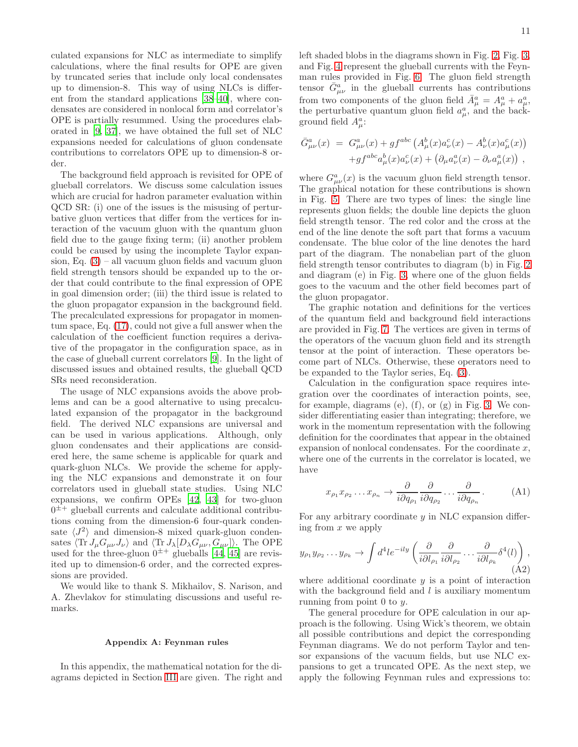culated expansions for NLC as intermediate to simplify calculations, where the final results for OPE are given by truncated series that include only local condensates up to dimension-8. This way of using NLCs is different from the standard applications [38–40], where condensates are considered in nonlocal form and correlator's OPE is partially resummed. Using the procedures elaborated in [9, 37], we have obtained the full set of NLC expansions needed for calculations of gluon condensate contributions to correlators OPE up to dimension-8 order.

The background field approach is revisited for OPE of glueball correlators. We discuss some calculation issues which are crucial for hadron parameter evaluation within QCD SR: (i) one of the issues is the misusing of perturbative gluon vertices that differ from the vertices for interaction of the vacuum gluon with the quantum gluon field due to the gauge fixing term; (ii) another problem could be caused by using the incomplete Taylor expansion, Eq. (3) – all vacuum gluon fields and vacuum gluon field strength tensors should be expanded up to the order that could contribute to the final expression of OPE in goal dimension order; (iii) the third issue is related to the gluon propagator expansion in the background field. The precalculated expressions for propagator in momentum space, Eq. (17), could not give a full answer when the calculation of the coefficient function requires a derivative of the propagator in the configuration space, as in the case of glueball current correlators [9]. In the light of discussed issues and obtained results, the glueball QCD SRs need reconsideration.

The usage of NLC expansions avoids the above problems and can be a good alternative to using precalculated expansion of the propagator in the background field. The derived NLC expansions are universal and can be used in various applications. Although, only gluon condensates and their applications are considered here, the same scheme is applicable for quark and quark-gluon NLCs. We provide the scheme for applying the NLC expansions and demonstrate it on four correlators used in glueball state studies. Using NLC expansions, we confirm OPEs [42, 43] for two-gluon $0^{\pm+}$ glueball currents and calculate additional contributions coming from the dimension-6 four-quark condensate $\langle J^2 \rangle$ and dimension-8 mixed quark-gluon condensates $\langle \mathrm{Tr}\, J_\mu G_{\mu\nu} J_\nu \rangle$ and $\langle \mathrm{Tr}\, J_\lambda [D_\lambda G_{\mu\nu}, G_{\mu\nu}] \rangle$. The OPE used for the three-gluon $0^{\pm+}$ glueballs [44, 45] are revisited up to dimension-6 order, and the corrected expressions are provided.

We would like to thank S. Mikhailov, S. Narison, and A. Zhevlakov for stimulating discussions and useful remarks.

## Appendix A: Feynman rules

In this appendix, the mathematical notation for the diagrams depicted in Section III are given. The right and left shaded blobs in the diagrams shown in Fig. 2, Fig. 3, and Fig. 4 represent the glueball currents with the Feynman rules provided in Fig. 6. The gluon field strength tensor $\bar{G}^a_{\mu\nu}$ in the glueball currents has contributions from two components of the gluon field $\bar{A}^a_\mu = A^a_\mu + a^a_\mu$, the perturbative quantum gluon field $a^a_\mu$, and the background field $A^a_\mu$:

$$\begin{aligned}
\bar{G}^a_{\mu\nu}(x) \; &= \; G^a_{\mu\nu}(x) + g f^{abc}\left(A^b_\mu(x) a^c_\nu(x) - A^b_\nu(x) a^c_\mu(x)\right) \\
&\quad + g f^{abc} a^b_\mu(x) a^c_\nu(x) + \left(\partial_\mu a^a_\nu(x) - \partial_\nu a^a_\mu(x)\right) \, ,
\end{aligned}$$

where $G^a_{\mu\nu}(x)$ is the vacuum gluon field strength tensor. The graphical notation for these contributions is shown in Fig. 5. There are two types of lines: the single line represents gluon fields; the double line depicts the gluon field strength tensor. The red color and the cross at the end of the line denote the soft part that forms a vacuum condensate. The blue color of the line denotes the hard part of the diagram. The nonabelian part of the gluon field strength tensor contributes to diagram (b) in Fig. 2 and diagram (e) in Fig. 3, where one of the gluon fields goes to the vacuum and the other field becomes part of the gluon propagator.

The graphic notation and definitions for the vertices of the quantum field and background field interactions are provided in Fig. 7. The vertices are given in terms of the operators of the vacuum gluon field and its strength tensor at the point of interaction. These operators become part of NLCs. Otherwise, these operators need to be expanded to the Taylor series, Eq. (3).

Calculation in the configuration space requires integration over the coordinates of interaction points, see, for example, diagrams (e), (f), or (g) in Fig. 3. We consider differentiating easier than integrating; therefore, we work in the momentum representation with the following definition for the coordinates that appear in the obtained expansion of nonlocal condensates. For the coordinate $x$, where one of the currents in the correlator is located, we have

$$x_{\rho_1} x_{\rho_2} \dots x_{\rho_n} \to \frac{\partial}{i\partial q_{\rho_1}} \frac{\partial}{i\partial q_{\rho_2}} \dots \frac{\partial}{i\partial q_{\rho_n}} . \tag{A1}$$

For any arbitrary coordinate $y$ in NLC expansion differing from $x$ we apply

$$y_{\rho_1} y_{\rho_2} \dots y_{\rho_k} \to \int d^4 l e^{-ily} \left( \frac{\partial}{i\partial l_{\rho_1}} \frac{\partial}{i\partial l_{\rho_2}} \dots \frac{\partial}{i\partial l_{\rho_k}} \delta^4(l) \right) , \tag{A2}$$

where additional coordinate $y$ is a point of interaction with the background field and $l$ is auxiliary momentum running from point 0 to $y$.

The general procedure for OPE calculation in our approach is the following. Using Wick's theorem, we obtain all possible contributions and depict the corresponding Feynman diagrams. We do not perform Taylor and tensor expansions of the vacuum fields, but use NLC expansions to get a truncated OPE. As the next step, we apply the following Feynman rules and expressions to: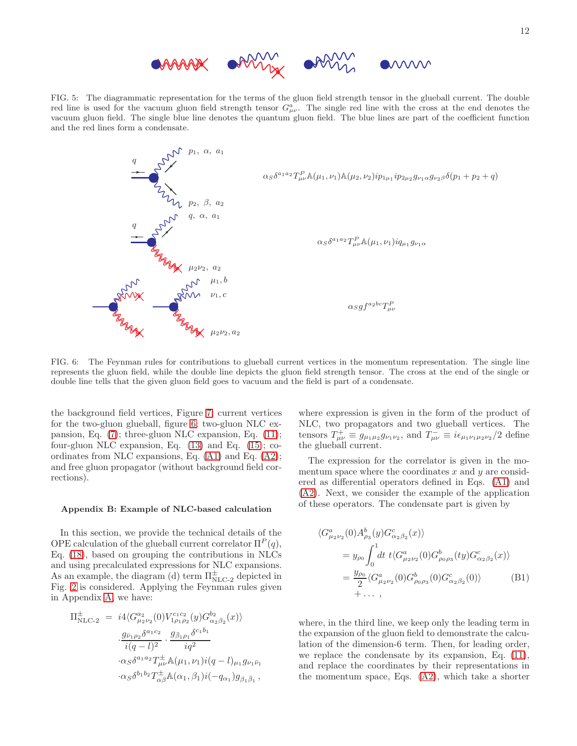FIG. 5: The diagrammatic representation for the terms of the gluon field strength tensor in the glueball current. The double red line is used for the vacuum gluon field strength tensor $G^a_{\mu\nu}$. The single red line with the cross at the end denotes the vacuum gluon field. The single blue line denotes the quantum gluon field. The blue lines are part of the coefficient function and the red lines form a condensate.

$$\alpha_S \delta^{a_1 a_2} T^P_{\mu\nu} \mathbb{A}(\mu_1,\nu_1)\mathbb{A}(\mu_2,\nu_2) i p_{1\mu_1} i p_{2\mu_2} g_{\nu_1\alpha} g_{\nu_2\beta} \delta(p_1+p_2+q)$$

$$\alpha_S \delta^{a_1 a_2} T^P_{\mu\nu} \mathbb{A}(\mu_1,\nu_1) i q_{\mu_1} g_{\nu_1 \alpha}$$

$$\alpha_S g f^{a_2 bc} T^P_{\mu\nu}$$

FIG. 6: The Feynman rules for contributions to glueball current vertices in the momentum representation. The single line represents the gluon field, while the double line depicts the gluon field strength tensor. The cross at the end of the single or double line tells that the given gluon field goes to vacuum and the field is part of a condensate.

the background field vertices, Figure 7; current vertices for the two-gluon glueball, figure 6; two-gluon NLC expansion, Eq. (7); three-gluon NLC expansion, Eq. (11); four-gluon NLC expansion, Eq. (13) and Eq. (15); coordinates from NLC expansions, Eq. (A1) and Eq. (A2); and free gluon propagator (without background field corrections).

### Appendix B: Example of NLC-based calculation

In this section, we provide the technical details of the OPE calculation of the glueball current correlator $\Pi^P(q)$, Eq. (18), based on grouping the contributions in NLCs and using precalculated expressions for NLC expansions. As an example, the diagram (d) term $\Pi^{\pm}_{\text{NLC-2}}$ depicted in Fig. 2 is considered. Applying the Feynman rules given in Appendix A, we have:

$$\begin{aligned}
\Pi^{\pm}_{\text{NLC-2}} = \; & i4\langle G^{a_2}_{\mu_2\nu_2}(0) V^{c_1c_2}_{1\rho_1\rho_2}(y) G^{b_2}_{\alpha_2\beta_2}(x)\rangle \\
& \cdot \frac{g_{\bar\nu_1\rho_2}\delta^{a_1c_2}}{i(q-l)^2} \cdot \frac{g_{\bar\beta_1\rho_1}\delta^{c_1b_1}}{iq^2} \\
& \cdot \alpha_S \delta^{a_1a_2} T^{\pm}_{\mu\nu}\mathbb{A}(\mu_1,\nu_1) i(q-l)_{\mu_1} g_{\nu_1\bar\nu_1} \\
& \cdot \alpha_S \delta^{b_1b_2} T^{\pm}_{\alpha\beta}\mathbb{A}(\alpha_1,\beta_1) i(-q_{\alpha_1}) g_{\beta_1\bar\beta_1}\,,
\end{aligned}$$

where expression is given in the form of the product of NLC, two propagators and two glueball vertices. The tensors $T^+_{\mu\nu} \equiv g_{\mu_1\mu_2}g_{\nu_1\nu_2}$, and $T^-_{\mu\nu} \equiv i\epsilon_{\mu_1\nu_1\mu_2\nu_2}/2$ define the glueball current.

The expression for the correlator is given in the momentum space where the coordinates $x$ and $y$ are considered as differential operators defined in Eqs. (A1) and (A2). Next, we consider the example of the application of these operators. The condensate part is given by

$$\begin{aligned}
&\langle G^a_{\mu_2\nu_2}(0) A^b_{\rho_3}(y) G^c_{\alpha_2\beta_2}(x)\rangle \\
&\quad = y_{\rho_0}\int_0^1 dt\; t\langle G^a_{\mu_2\nu_2}(0) G^b_{\rho_0\rho_3}(ty) G^c_{\alpha_2\beta_2}(x)\rangle \\
&\quad = \frac{y_{\rho_0}}{2}\langle G^a_{\mu_2\nu_2}(0) G^b_{\rho_0\rho_3}(0) G^c_{\alpha_2\beta_2}(0)\rangle \\
&\quad\quad + \ldots\,,
\end{aligned} \tag{B1}$$

where, in the third line, we keep only the leading term in the expansion of the gluon field to demonstrate the calculation of the dimension-6 term. Then, for leading order, we replace the condensate by its expansion, Eq. (11), and replace the coordinates by their representations in the momentum space, Eqs. (A2), which take a shorter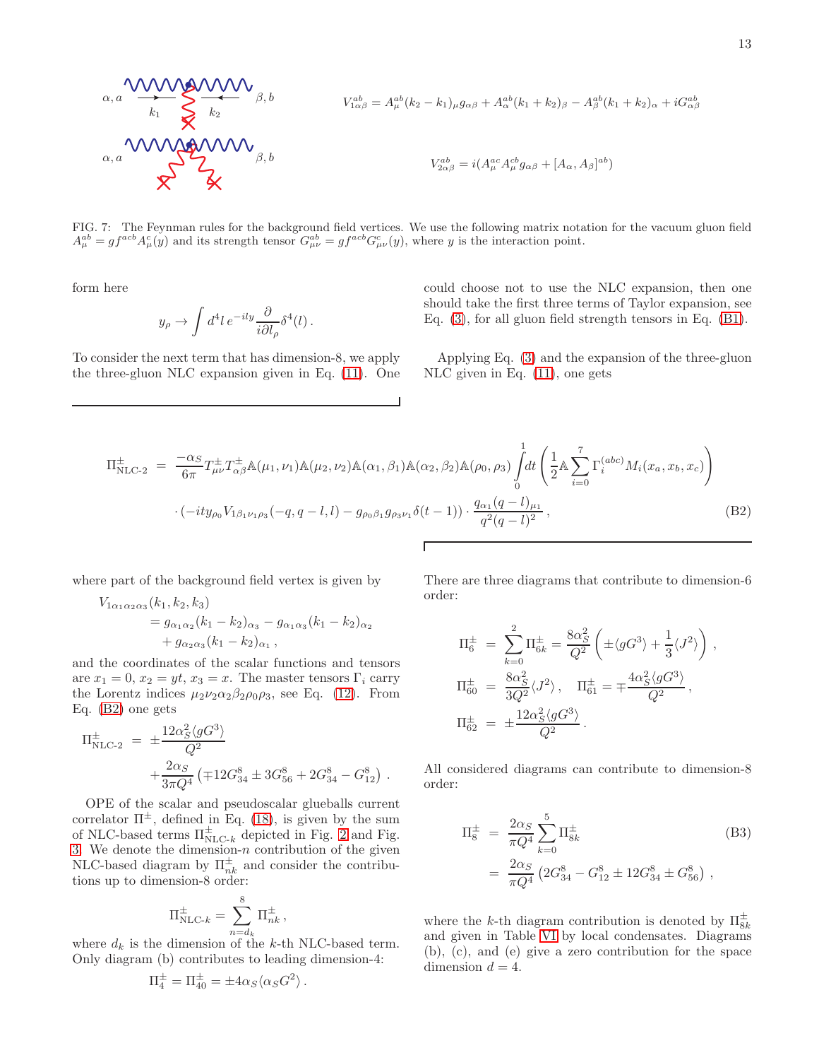$$V_{1\alpha\beta}^{ab} = A_\mu^{ab}(k_2 - k_1)_\mu g_{\alpha\beta} + A_\alpha^{ab}(k_1+k_2)_\beta - A_\beta^{ab}(k_1+k_2)_\alpha + iG_{\alpha\beta}^{ab}$$

$$V_{2\alpha\beta}^{ab} = i(A_\mu^{ac}A_\mu^{cb}g_{\alpha\beta} + [A_\alpha, A_\beta]^{ab})$$

FIG. 7: The Feynman rules for the background field vertices. We use the following matrix notation for the vacuum gluon field $A_\mu^{ab} = gf^{acb}A_\mu^c(y)$ and its strength tensor $G_{\mu\nu}^{ab} = gf^{acb}G_{\mu\nu}^c(y)$, where $y$ is the interaction point.

form here

$$y_\rho \to \int d^4l\, e^{-ily} \frac{\partial}{i\partial l_\rho}\delta^4(l)\,.$$

To consider the next term that has dimension-8, we apply the three-gluon NLC expansion given in Eq. (11). One could choose not to use the NLC expansion, then one should take the first three terms of Taylor expansion, see Eq. (3), for all gluon field strength tensors in Eq. (B1).

Applying Eq. (3) and the expansion of the three-gluon NLC given in Eq. (11), one gets

$$\begin{aligned}
\Pi^\pm_{\text{NLC-2}} &= \frac{-\alpha_S}{6\pi} T^\pm_{\mu\nu} T^\pm_{\alpha\beta} \mathbb{A}(\mu_1,\nu_1)\mathbb{A}(\mu_2,\nu_2)\mathbb{A}(\alpha_1,\beta_1)\mathbb{A}(\alpha_2,\beta_2)\mathbb{A}(\rho_0,\rho_3) \int_0^1 dt \left(\frac{1}{2}\mathbb{A}\sum_{i=0}^{7}\Gamma_i^{(abc)} M_i(x_a,x_b,x_c)\right) \\
&\quad \cdot \left(-ity_{\rho_0} V_{1\beta_1\nu_1\rho_3}(-q, q-l, l) - g_{\rho_0\beta_1} g_{\rho_3\nu_1}\delta(t-1)\right) \cdot \frac{q_{\alpha_1}(q-l)_{\mu_1}}{q^2(q-l)^2}\,,
\end{aligned} \tag{B2}$$

where part of the background field vertex is given by

$$\begin{aligned}
&V_{1\alpha_1\alpha_2\alpha_3}(k_1,k_2,k_3) \\
&\quad = g_{\alpha_1\alpha_2}(k_1-k_2)_{\alpha_3} - g_{\alpha_1\alpha_3}(k_1-k_2)_{\alpha_2} \\
&\quad\quad + g_{\alpha_2\alpha_3}(k_1-k_2)_{\alpha_1}\,,
\end{aligned}$$

and the coordinates of the scalar functions and tensors are $x_1 = 0$, $x_2 = yt$, $x_3 = x$. The master tensors $\Gamma_i$ carry the Lorentz indices $\mu_2\nu_2\alpha_2\beta_2\rho_0\rho_3$, see Eq. (12). From Eq. (B2) one gets

$$\begin{aligned}
\Pi^\pm_{\text{NLC-2}} &= \pm\frac{12\alpha_S^2\langle gG^3\rangle}{Q^2} \\
&\quad + \frac{2\alpha_S}{3\pi Q^4}\left(\mp 12G^8_{34} \pm 3G^8_{56} + 2G^8_{34} - G^8_{12}\right)\,.
\end{aligned}$$

OPE of the scalar and pseudoscalar glueballs current correlator $\Pi^\pm$, defined in Eq. (18), is given by the sum of NLC-based terms $\Pi^\pm_{\text{NLC-}k}$ depicted in Fig. 2 and Fig. 3. We denote the dimension-$n$ contribution of the given NLC-based diagram by $\Pi^\pm_{nk}$ and consider the contributions up to dimension-8 order:

$$\Pi^\pm_{\text{NLC-}k} = \sum_{n=d_k}^{8} \Pi^\pm_{nk}\,,$$

where $d_k$ is the dimension of the $k$-th NLC-based term. Only diagram (b) contributes to leading dimension-4:

$$\Pi^\pm_4 = \Pi^\pm_{40} = \pm 4\alpha_S\langle\alpha_S G^2\rangle\,.$$

There are three diagrams that contribute to dimension-6 order:

$$\begin{aligned}
\Pi^\pm_6 &= \sum_{k=0}^{2}\Pi^\pm_{6k} = \frac{8\alpha_S^2}{Q^2}\left(\pm\langle gG^3\rangle + \frac{1}{3}\langle J^2\rangle\right)\,, \\
\Pi^\pm_{60} &= \frac{8\alpha_S^2}{3Q^2}\langle J^2\rangle\,, \quad \Pi^\pm_{61} = \mp\frac{4\alpha_S^2\langle gG^3\rangle}{Q^2}\,, \\
\Pi^\pm_{62} &= \pm\frac{12\alpha_S^2\langle gG^3\rangle}{Q^2}\,.
\end{aligned}$$

All considered diagrams can contribute to dimension-8 order:

$$\begin{aligned}
\Pi^\pm_8 &= \frac{2\alpha_S}{\pi Q^4}\sum_{k=0}^{5}\Pi^\pm_{8k} \\
&= \frac{2\alpha_S}{\pi Q^4}\left(2G^8_{34} - G^8_{12} \pm 12G^8_{34} \pm G^8_{56}\right)\,,
\end{aligned} \tag{B3}$$

where the $k$-th diagram contribution is denoted by $\Pi^\pm_{8k}$ and given in Table VI by local condensates. Diagrams (b), (c), and (e) give a zero contribution for the space dimension $d = 4$.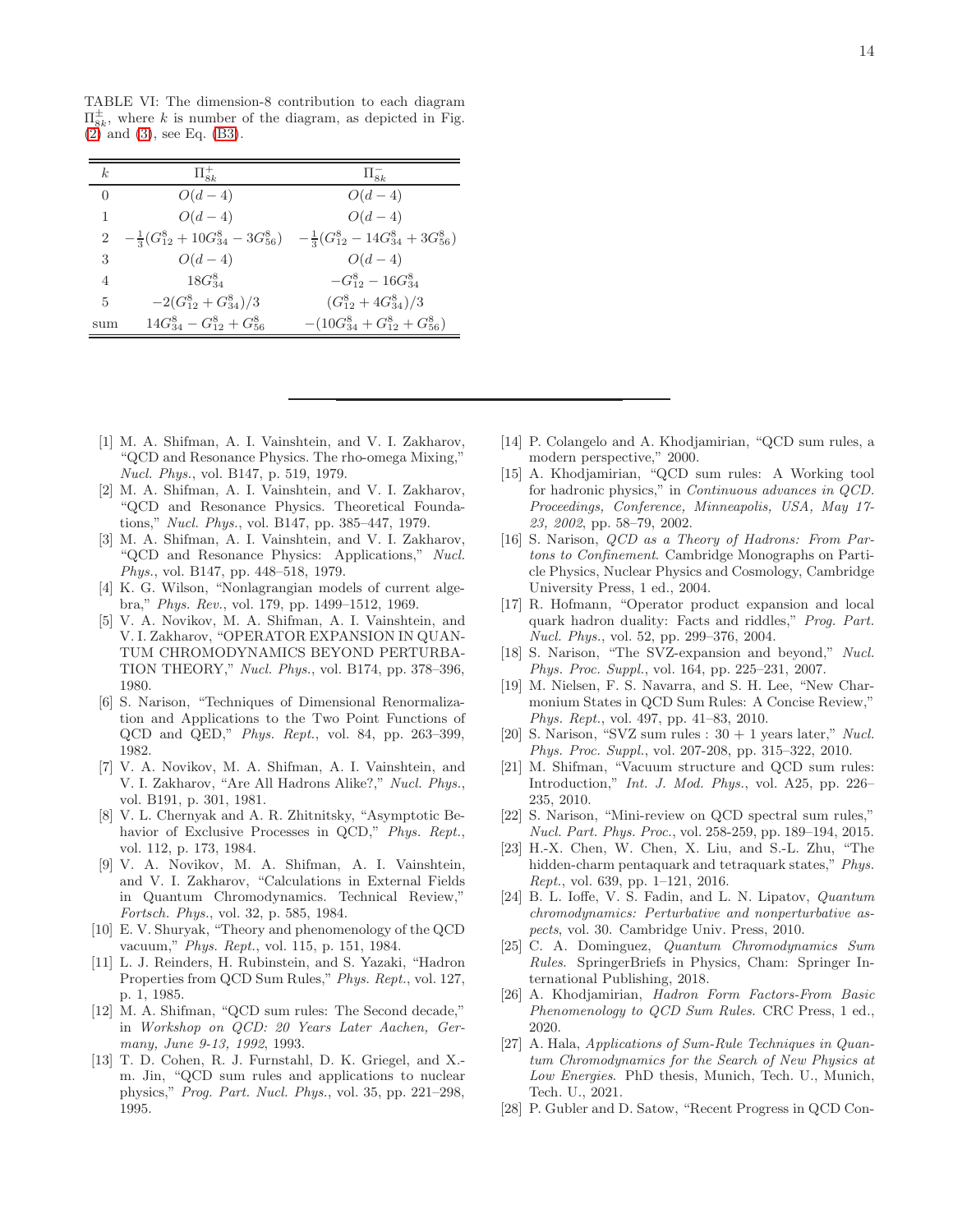TABLE VI: The dimension-8 contribution to each diagram $\Pi^{\pm}_{8k}$, where $k$ is number of the diagram, as depicted in Fig. (2) and (3), see Eq. (B3).

| $k$ | $\Pi^{+}_{8k}$ | $\Pi^{-}_{8k}$ |
|---|---|---|
| 0 | $O(d-4)$ | $O(d-4)$ |
| 1 | $O(d-4)$ | $O(d-4)$ |
| 2 | $-\frac{1}{3}(G^{8}_{12}+10G^{8}_{34}-3G^{8}_{56})$ | $-\frac{1}{3}(G^{8}_{12}-14G^{8}_{34}+3G^{8}_{56})$ |
| 3 | $O(d-4)$ | $O(d-4)$ |
| 4 | $18G^{8}_{34}$ | $-G^{8}_{12}-16G^{8}_{34}$ |
| 5 | $-2(G^{8}_{12}+G^{8}_{34})/3$ | $(G^{8}_{12}+4G^{8}_{34})/3$ |
| sum | $14G^{8}_{34}-G^{8}_{12}+G^{8}_{56}$ | $-(10G^{8}_{34}+G^{8}_{12}+G^{8}_{56})$ |

---

[1] M. A. Shifman, A. I. Vainshtein, and V. I. Zakharov, "QCD and Resonance Physics. The rho-omega Mixing," *Nucl. Phys.*, vol. B147, p. 519, 1979.

[2] M. A. Shifman, A. I. Vainshtein, and V. I. Zakharov, "QCD and Resonance Physics. Theoretical Foundations," *Nucl. Phys.*, vol. B147, pp. 385–447, 1979.

[3] M. A. Shifman, A. I. Vainshtein, and V. I. Zakharov, "QCD and Resonance Physics: Applications," *Nucl. Phys.*, vol. B147, pp. 448–518, 1979.

[4] K. G. Wilson, "Nonlagrangian models of current algebra," *Phys. Rev.*, vol. 179, pp. 1499–1512, 1969.

[5] V. A. Novikov, M. A. Shifman, A. I. Vainshtein, and V. I. Zakharov, "OPERATOR EXPANSION IN QUANTUM CHROMODYNAMICS BEYOND PERTURBATION THEORY," *Nucl. Phys.*, vol. B174, pp. 378–396, 1980.

[6] S. Narison, "Techniques of Dimensional Renormalization and Applications to the Two Point Functions of QCD and QED," *Phys. Rept.*, vol. 84, pp. 263–399, 1982.

[7] V. A. Novikov, M. A. Shifman, A. I. Vainshtein, and V. I. Zakharov, "Are All Hadrons Alike?," *Nucl. Phys.*, vol. B191, p. 301, 1981.

[8] V. L. Chernyak and A. R. Zhitnitsky, "Asymptotic Behavior of Exclusive Processes in QCD," *Phys. Rept.*, vol. 112, p. 173, 1984.

[9] V. A. Novikov, M. A. Shifman, A. I. Vainshtein, and V. I. Zakharov, "Calculations in External Fields in Quantum Chromodynamics. Technical Review," *Fortsch. Phys.*, vol. 32, p. 585, 1984.

[10] E. V. Shuryak, "Theory and phenomenology of the QCD vacuum," *Phys. Rept.*, vol. 115, p. 151, 1984.

[11] L. J. Reinders, H. Rubinstein, and S. Yazaki, "Hadron Properties from QCD Sum Rules," *Phys. Rept.*, vol. 127, p. 1, 1985.

[12] M. A. Shifman, "QCD sum rules: The Second decade," in *Workshop on QCD: 20 Years Later Aachen, Germany, June 9-13, 1992*, 1993.

[13] T. D. Cohen, R. J. Furnstahl, D. K. Griegel, and X.-m. Jin, "QCD sum rules and applications to nuclear physics," *Prog. Part. Nucl. Phys.*, vol. 35, pp. 221–298, 1995.

[14] P. Colangelo and A. Khodjamirian, "QCD sum rules, a modern perspective," 2000.

[15] A. Khodjamirian, "QCD sum rules: A Working tool for hadronic physics," in *Continuous advances in QCD. Proceedings, Conference, Minneapolis, USA, May 17-23, 2002*, pp. 58–79, 2002.

[16] S. Narison, *QCD as a Theory of Hadrons: From Partons to Confinement*. Cambridge Monographs on Particle Physics, Nuclear Physics and Cosmology, Cambridge University Press, 1 ed., 2004.

[17] R. Hofmann, "Operator product expansion and local quark hadron duality: Facts and riddles," *Prog. Part. Nucl. Phys.*, vol. 52, pp. 299–376, 2004.

[18] S. Narison, "The SVZ-expansion and beyond," *Nucl. Phys. Proc. Suppl.*, vol. 164, pp. 225–231, 2007.

[19] M. Nielsen, F. S. Navarra, and S. H. Lee, "New Charmonium States in QCD Sum Rules: A Concise Review," *Phys. Rept.*, vol. 497, pp. 41–83, 2010.

[20] S. Narison, "SVZ sum rules : 30 + 1 years later," *Nucl. Phys. Proc. Suppl.*, vol. 207-208, pp. 315–322, 2010.

[21] M. Shifman, "Vacuum structure and QCD sum rules: Introduction," *Int. J. Mod. Phys.*, vol. A25, pp. 226–235, 2010.

[22] S. Narison, "Mini-review on QCD spectral sum rules," *Nucl. Part. Phys. Proc.*, vol. 258-259, pp. 189–194, 2015.

[23] H.-X. Chen, W. Chen, X. Liu, and S.-L. Zhu, "The hidden-charm pentaquark and tetraquark states," *Phys. Rept.*, vol. 639, pp. 1–121, 2016.

[24] B. L. Ioffe, V. S. Fadin, and L. N. Lipatov, *Quantum chromodynamics: Perturbative and nonperturbative aspects*, vol. 30. Cambridge Univ. Press, 2010.

[25] C. A. Dominguez, *Quantum Chromodynamics Sum Rules*. SpringerBriefs in Physics, Cham: Springer International Publishing, 2018.

[26] A. Khodjamirian, *Hadron Form Factors-From Basic Phenomenology to QCD Sum Rules*. CRC Press, 1 ed., 2020.

[27] A. Hala, *Applications of Sum-Rule Techniques in Quantum Chromodynamics for the Search of New Physics at Low Energies*. PhD thesis, Munich, Tech. U., Munich, Tech. U., 2021.

[28] P. Gubler and D. Satow, "Recent Progress in QCD Con-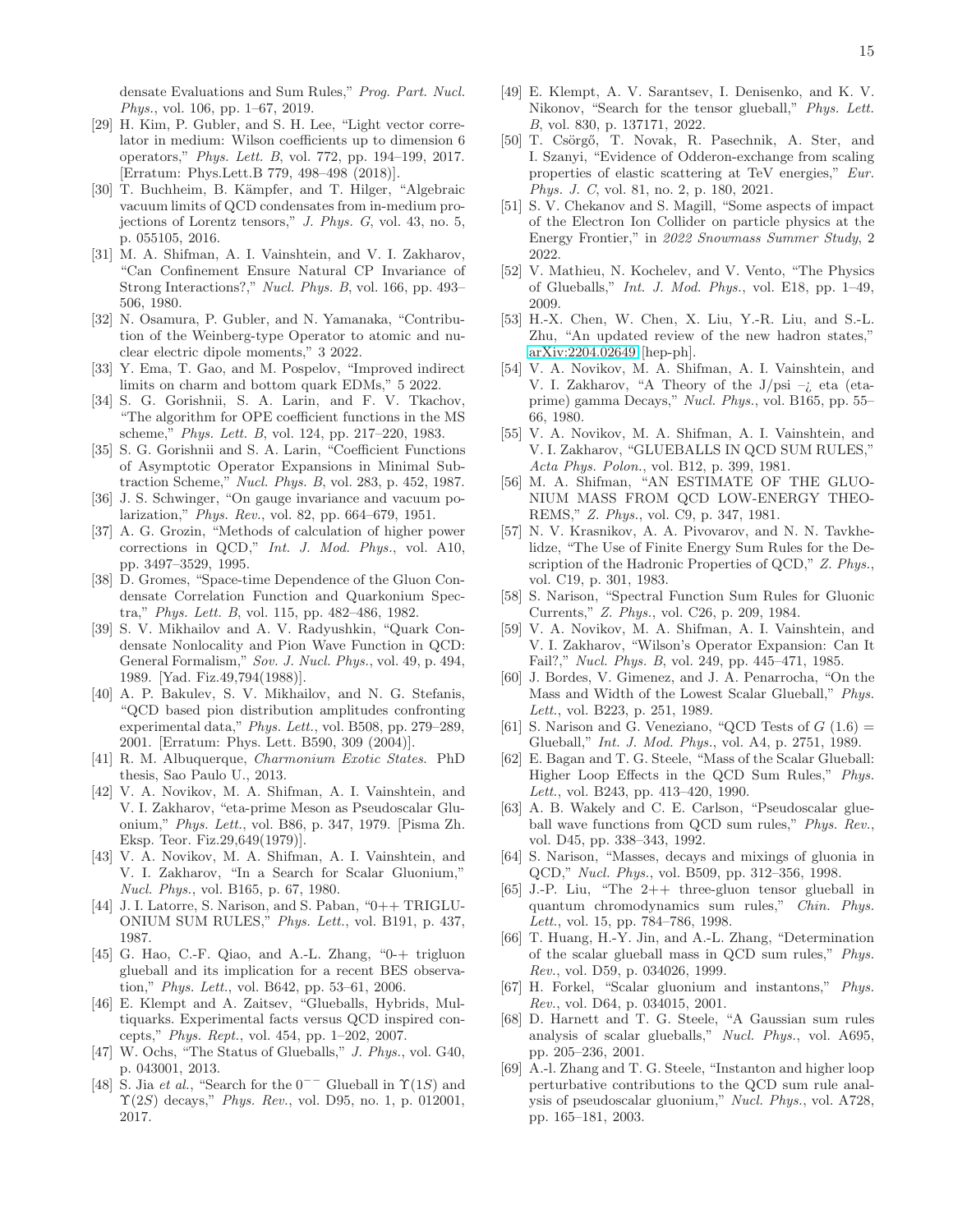densate Evaluations and Sum Rules," *Prog. Part. Nucl. Phys.*, vol. 106, pp. 1–67, 2019.

[29] H. Kim, P. Gubler, and S. H. Lee, "Light vector correlator in medium: Wilson coefficients up to dimension 6 operators," *Phys. Lett. B*, vol. 772, pp. 194–199, 2017. [Erratum: Phys.Lett.B 779, 498–498 (2018)].

[30] T. Buchheim, B. Kämpfer, and T. Hilger, "Algebraic vacuum limits of QCD condensates from in-medium projections of Lorentz tensors," *J. Phys. G*, vol. 43, no. 5, p. 055105, 2016.

[31] M. A. Shifman, A. I. Vainshtein, and V. I. Zakharov, "Can Confinement Ensure Natural CP Invariance of Strong Interactions?," *Nucl. Phys. B*, vol. 166, pp. 493–506, 1980.

[32] N. Osamura, P. Gubler, and N. Yamanaka, "Contribution of the Weinberg-type Operator to atomic and nuclear electric dipole moments," 3 2022.

[33] Y. Ema, T. Gao, and M. Pospelov, "Improved indirect limits on charm and bottom quark EDMs," 5 2022.

[34] S. G. Gorishnii, S. A. Larin, and F. V. Tkachov, "The algorithm for OPE coefficient functions in the MS scheme," *Phys. Lett. B*, vol. 124, pp. 217–220, 1983.

[35] S. G. Gorishnii and S. A. Larin, "Coefficient Functions of Asymptotic Operator Expansions in Minimal Subtraction Scheme," *Nucl. Phys. B*, vol. 283, p. 452, 1987.

[36] J. S. Schwinger, "On gauge invariance and vacuum polarization," *Phys. Rev.*, vol. 82, pp. 664–679, 1951.

[37] A. G. Grozin, "Methods of calculation of higher power corrections in QCD," *Int. J. Mod. Phys.*, vol. A10, pp. 3497–3529, 1995.

[38] D. Gromes, "Space-time Dependence of the Gluon Condensate Correlation Function and Quarkonium Spectra," *Phys. Lett. B*, vol. 115, pp. 482–486, 1982.

[39] S. V. Mikhailov and A. V. Radyushkin, "Quark Condensate Nonlocality and Pion Wave Function in QCD: General Formalism," *Sov. J. Nucl. Phys.*, vol. 49, p. 494, 1989. [Yad. Fiz.49,794(1988)].

[40] A. P. Bakulev, S. V. Mikhailov, and N. G. Stefanis, "QCD based pion distribution amplitudes confronting experimental data," *Phys. Lett.*, vol. B508, pp. 279–289, 2001. [Erratum: Phys. Lett. B590, 309 (2004)].

[41] R. M. Albuquerque, *Charmonium Exotic States*. PhD thesis, Sao Paulo U., 2013.

[42] V. A. Novikov, M. A. Shifman, A. I. Vainshtein, and V. I. Zakharov, "eta-prime Meson as Pseudoscalar Gluonium," *Phys. Lett.*, vol. B86, p. 347, 1979. [Pisma Zh. Eksp. Teor. Fiz.29,649(1979)].

[43] V. A. Novikov, M. A. Shifman, A. I. Vainshtein, and V. I. Zakharov, "In a Search for Scalar Gluonium," *Nucl. Phys.*, vol. B165, p. 67, 1980.

[44] J. I. Latorre, S. Narison, and S. Paban, "0++ TRIGLUONIUM SUM RULES," *Phys. Lett.*, vol. B191, p. 437, 1987.

[45] G. Hao, C.-F. Qiao, and A.-L. Zhang, "0-+ trigluon glueball and its implication for a recent BES observation," *Phys. Lett.*, vol. B642, pp. 53–61, 2006.

[46] E. Klempt and A. Zaitsev, "Glueballs, Hybrids, Multiquarks. Experimental facts versus QCD inspired concepts," *Phys. Rept.*, vol. 454, pp. 1–202, 2007.

[47] W. Ochs, "The Status of Glueballs," *J. Phys.*, vol. G40, p. 043001, 2013.

[48] S. Jia *et al.*, "Search for the $0^{--}$ Glueball in $\Upsilon(1S)$ and $\Upsilon(2S)$ decays," *Phys. Rev.*, vol. D95, no. 1, p. 012001, 2017.

[49] E. Klempt, A. V. Sarantsev, I. Denisenko, and K. V. Nikonov, "Search for the tensor glueball," *Phys. Lett. B*, vol. 830, p. 137171, 2022.

[50] T. Csörgő, T. Novak, R. Pasechnik, A. Ster, and I. Szanyi, "Evidence of Odderon-exchange from scaling properties of elastic scattering at TeV energies," *Eur. Phys. J. C*, vol. 81, no. 2, p. 180, 2021.

[51] S. V. Chekanov and S. Magill, "Some aspects of impact of the Electron Ion Collider on particle physics at the Energy Frontier," in *2022 Snowmass Summer Study*, 2 2022.

[52] V. Mathieu, N. Kochelev, and V. Vento, "The Physics of Glueballs," *Int. J. Mod. Phys.*, vol. E18, pp. 1–49, 2009.

[53] H.-X. Chen, W. Chen, X. Liu, Y.-R. Liu, and S.-L. Zhu, "An updated review of the new hadron states," arXiv:2204.02649 [hep-ph].

[54] V. A. Novikov, M. A. Shifman, A. I. Vainshtein, and V. I. Zakharov, "A Theory of the J/psi –¿ eta (eta-prime) gamma Decays," *Nucl. Phys.*, vol. B165, pp. 55–66, 1980.

[55] V. A. Novikov, M. A. Shifman, A. I. Vainshtein, and V. I. Zakharov, "GLUEBALLS IN QCD SUM RULES," *Acta Phys. Polon.*, vol. B12, p. 399, 1981.

[56] M. A. Shifman, "AN ESTIMATE OF THE GLUONIUM MASS FROM QCD LOW-ENERGY THEOREMS," *Z. Phys.*, vol. C9, p. 347, 1981.

[57] N. V. Krasnikov, A. A. Pivovarov, and N. N. Tavkhelidze, "The Use of Finite Energy Sum Rules for the Description of the Hadronic Properties of QCD," *Z. Phys.*, vol. C19, p. 301, 1983.

[58] S. Narison, "Spectral Function Sum Rules for Gluonic Currents," *Z. Phys.*, vol. C26, p. 209, 1984.

[59] V. A. Novikov, M. A. Shifman, A. I. Vainshtein, and V. I. Zakharov, "Wilson's Operator Expansion: Can It Fail?," *Nucl. Phys. B*, vol. 249, pp. 445–471, 1985.

[60] J. Bordes, V. Gimenez, and J. A. Penarrocha, "On the Mass and Width of the Lowest Scalar Glueball," *Phys. Lett.*, vol. B223, p. 251, 1989.

[61] S. Narison and G. Veneziano, "QCD Tests of $G$ (1.6) = Glueball," *Int. J. Mod. Phys.*, vol. A4, p. 2751, 1989.

[62] E. Bagan and T. G. Steele, "Mass of the Scalar Glueball: Higher Loop Effects in the QCD Sum Rules," *Phys. Lett.*, vol. B243, pp. 413–420, 1990.

[63] A. B. Wakely and C. E. Carlson, "Pseudoscalar glueball wave functions from QCD sum rules," *Phys. Rev.*, vol. D45, pp. 338–343, 1992.

[64] S. Narison, "Masses, decays and mixings of gluonia in QCD," *Nucl. Phys.*, vol. B509, pp. 312–356, 1998.

[65] J.-P. Liu, "The 2++ three-gluon tensor glueball in quantum chromodynamics sum rules," *Chin. Phys. Lett.*, vol. 15, pp. 784–786, 1998.

[66] T. Huang, H.-Y. Jin, and A.-L. Zhang, "Determination of the scalar glueball mass in QCD sum rules," *Phys. Rev.*, vol. D59, p. 034026, 1999.

[67] H. Forkel, "Scalar gluonium and instantons," *Phys. Rev.*, vol. D64, p. 034015, 2001.

[68] D. Harnett and T. G. Steele, "A Gaussian sum rules analysis of scalar glueballs," *Nucl. Phys.*, vol. A695, pp. 205–236, 2001.

[69] A.-l. Zhang and T. G. Steele, "Instanton and higher loop perturbative contributions to the QCD sum rule analysis of pseudoscalar gluonium," *Nucl. Phys.*, vol. A728, pp. 165–181, 2003.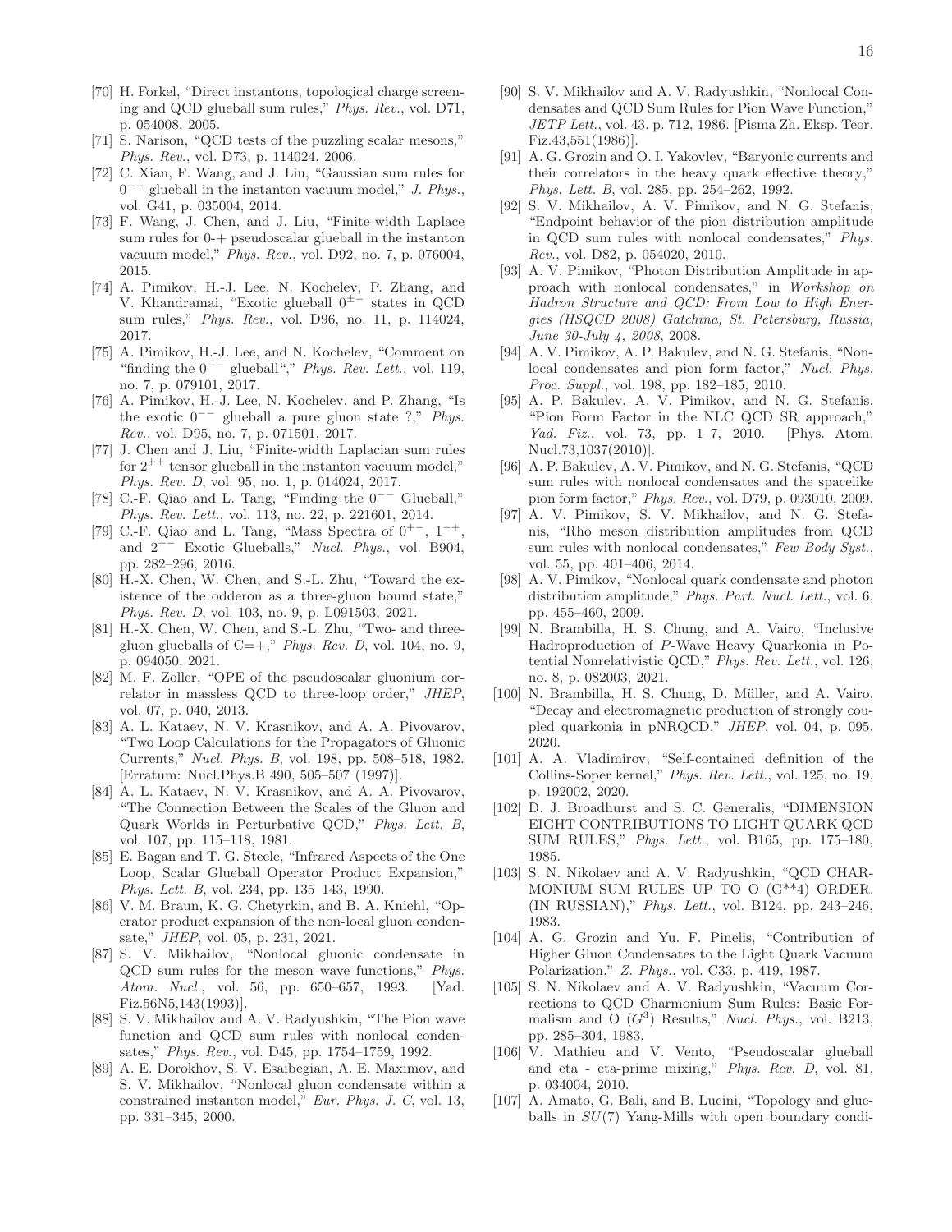[70] H. Forkel, "Direct instantons, topological charge screening and QCD glueball sum rules," *Phys. Rev.*, vol. D71, p. 054008, 2005.

[71] S. Narison, "QCD tests of the puzzling scalar mesons," *Phys. Rev.*, vol. D73, p. 114024, 2006.

[72] C. Xian, F. Wang, and J. Liu, "Gaussian sum rules for $0^{-+}$ glueball in the instanton vacuum model," *J. Phys.*, vol. G41, p. 035004, 2014.

[73] F. Wang, J. Chen, and J. Liu, "Finite-width Laplace sum rules for 0-+ pseudoscalar glueball in the instanton vacuum model," *Phys. Rev.*, vol. D92, no. 7, p. 076004, 2015.

[74] A. Pimikov, H.-J. Lee, N. Kochelev, P. Zhang, and V. Khandramai, "Exotic glueball $0^{\pm-}$ states in QCD sum rules," *Phys. Rev.*, vol. D96, no. 11, p. 114024, 2017.

[75] A. Pimikov, H.-J. Lee, and N. Kochelev, "Comment on "finding the $0^{--}$ glueball"," *Phys. Rev. Lett.*, vol. 119, no. 7, p. 079101, 2017.

[76] A. Pimikov, H.-J. Lee, N. Kochelev, and P. Zhang, "Is the exotic $0^{--}$ glueball a pure gluon state ?," *Phys. Rev.*, vol. D95, no. 7, p. 071501, 2017.

[77] J. Chen and J. Liu, "Finite-width Laplacian sum rules for $2^{++}$ tensor glueball in the instanton vacuum model," *Phys. Rev. D*, vol. 95, no. 1, p. 014024, 2017.

[78] C.-F. Qiao and L. Tang, "Finding the $0^{--}$ Glueball," *Phys. Rev. Lett.*, vol. 113, no. 22, p. 221601, 2014.

[79] C.-F. Qiao and L. Tang, "Mass Spectra of $0^{+-}$, $1^{-+}$, and $2^{+-}$ Exotic Glueballs," *Nucl. Phys.*, vol. B904, pp. 282–296, 2016.

[80] H.-X. Chen, W. Chen, and S.-L. Zhu, "Toward the existence of the odderon as a three-gluon bound state," *Phys. Rev. D*, vol. 103, no. 9, p. L091503, 2021.

[81] H.-X. Chen, W. Chen, and S.-L. Zhu, "Two- and three-gluon glueballs of C=+," *Phys. Rev. D*, vol. 104, no. 9, p. 094050, 2021.

[82] M. F. Zoller, "OPE of the pseudoscalar gluonium correlator in massless QCD to three-loop order," *JHEP*, vol. 07, p. 040, 2013.

[83] A. L. Kataev, N. V. Krasnikov, and A. A. Pivovarov, "Two Loop Calculations for the Propagators of Gluonic Currents," *Nucl. Phys. B*, vol. 198, pp. 508–518, 1982. [Erratum: Nucl.Phys.B 490, 505–507 (1997)].

[84] A. L. Kataev, N. V. Krasnikov, and A. A. Pivovarov, "The Connection Between the Scales of the Gluon and Quark Worlds in Perturbative QCD," *Phys. Lett. B*, vol. 107, pp. 115–118, 1981.

[85] E. Bagan and T. G. Steele, "Infrared Aspects of the One Loop, Scalar Glueball Operator Product Expansion," *Phys. Lett. B*, vol. 234, pp. 135–143, 1990.

[86] V. M. Braun, K. G. Chetyrkin, and B. A. Kniehl, "Operator product expansion of the non-local gluon condensate," *JHEP*, vol. 05, p. 231, 2021.

[87] S. V. Mikhailov, "Nonlocal gluonic condensate in QCD sum rules for the meson wave functions," *Phys. Atom. Nucl.*, vol. 56, pp. 650–657, 1993. [Yad. Fiz.56N5,143(1993)].

[88] S. V. Mikhailov and A. V. Radyushkin, "The Pion wave function and QCD sum rules with nonlocal condensates," *Phys. Rev.*, vol. D45, pp. 1754–1759, 1992.

[89] A. E. Dorokhov, S. V. Esaibegian, A. E. Maximov, and S. V. Mikhailov, "Nonlocal gluon condensate within a constrained instanton model," *Eur. Phys. J. C*, vol. 13, pp. 331–345, 2000.

[90] S. V. Mikhailov and A. V. Radyushkin, "Nonlocal Condensates and QCD Sum Rules for Pion Wave Function," *JETP Lett.*, vol. 43, p. 712, 1986. [Pisma Zh. Eksp. Teor. Fiz.43,551(1986)].

[91] A. G. Grozin and O. I. Yakovlev, "Baryonic currents and their correlators in the heavy quark effective theory," *Phys. Lett. B*, vol. 285, pp. 254–262, 1992.

[92] S. V. Mikhailov, A. V. Pimikov, and N. G. Stefanis, "Endpoint behavior of the pion distribution amplitude in QCD sum rules with nonlocal condensates," *Phys. Rev.*, vol. D82, p. 054020, 2010.

[93] A. V. Pimikov, "Photon Distribution Amplitude in approach with nonlocal condensates," in *Workshop on Hadron Structure and QCD: From Low to High Energies (HSQCD 2008) Gatchina, St. Petersburg, Russia, June 30-July 4, 2008*, 2008.

[94] A. V. Pimikov, A. P. Bakulev, and N. G. Stefanis, "Nonlocal condensates and pion form factor," *Nucl. Phys. Proc. Suppl.*, vol. 198, pp. 182–185, 2010.

[95] A. P. Bakulev, A. V. Pimikov, and N. G. Stefanis, "Pion Form Factor in the NLC QCD SR approach," *Yad. Fiz.*, vol. 73, pp. 1–7, 2010. [Phys. Atom. Nucl.73,1037(2010)].

[96] A. P. Bakulev, A. V. Pimikov, and N. G. Stefanis, "QCD sum rules with nonlocal condensates and the spacelike pion form factor," *Phys. Rev.*, vol. D79, p. 093010, 2009.

[97] A. V. Pimikov, S. V. Mikhailov, and N. G. Stefanis, "Rho meson distribution amplitudes from QCD sum rules with nonlocal condensates," *Few Body Syst.*, vol. 55, pp. 401–406, 2014.

[98] A. V. Pimikov, "Nonlocal quark condensate and photon distribution amplitude," *Phys. Part. Nucl. Lett.*, vol. 6, pp. 455–460, 2009.

[99] N. Brambilla, H. S. Chung, and A. Vairo, "Inclusive Hadroproduction of $P$-Wave Heavy Quarkonia in Potential Nonrelativistic QCD," *Phys. Rev. Lett.*, vol. 126, no. 8, p. 082003, 2021.

[100] N. Brambilla, H. S. Chung, D. Müller, and A. Vairo, "Decay and electromagnetic production of strongly coupled quarkonia in pNRQCD," *JHEP*, vol. 04, p. 095, 2020.

[101] A. A. Vladimirov, "Self-contained definition of the Collins-Soper kernel," *Phys. Rev. Lett.*, vol. 125, no. 19, p. 192002, 2020.

[102] D. J. Broadhurst and S. C. Generalis, "DIMENSION EIGHT CONTRIBUTIONS TO LIGHT QUARK QCD SUM RULES," *Phys. Lett.*, vol. B165, pp. 175–180, 1985.

[103] S. N. Nikolaev and A. V. Radyushkin, "QCD CHARMONIUM SUM RULES UP TO O (G**4) ORDER. (IN RUSSIAN)," *Phys. Lett.*, vol. B124, pp. 243–246, 1983.

[104] A. G. Grozin and Yu. F. Pinelis, "Contribution of Higher Gluon Condensates to the Light Quark Vacuum Polarization," *Z. Phys.*, vol. C33, p. 419, 1987.

[105] S. N. Nikolaev and A. V. Radyushkin, "Vacuum Corrections to QCD Charmonium Sum Rules: Basic Formalism and O $(G^3)$ Results," *Nucl. Phys.*, vol. B213, pp. 285–304, 1983.

[106] V. Mathieu and V. Vento, "Pseudoscalar glueball and eta - eta-prime mixing," *Phys. Rev. D*, vol. 81, p. 034004, 2010.

[107] A. Amato, G. Bali, and B. Lucini, "Topology and glueballs in $SU(7)$ Yang-Mills with open boundary condi-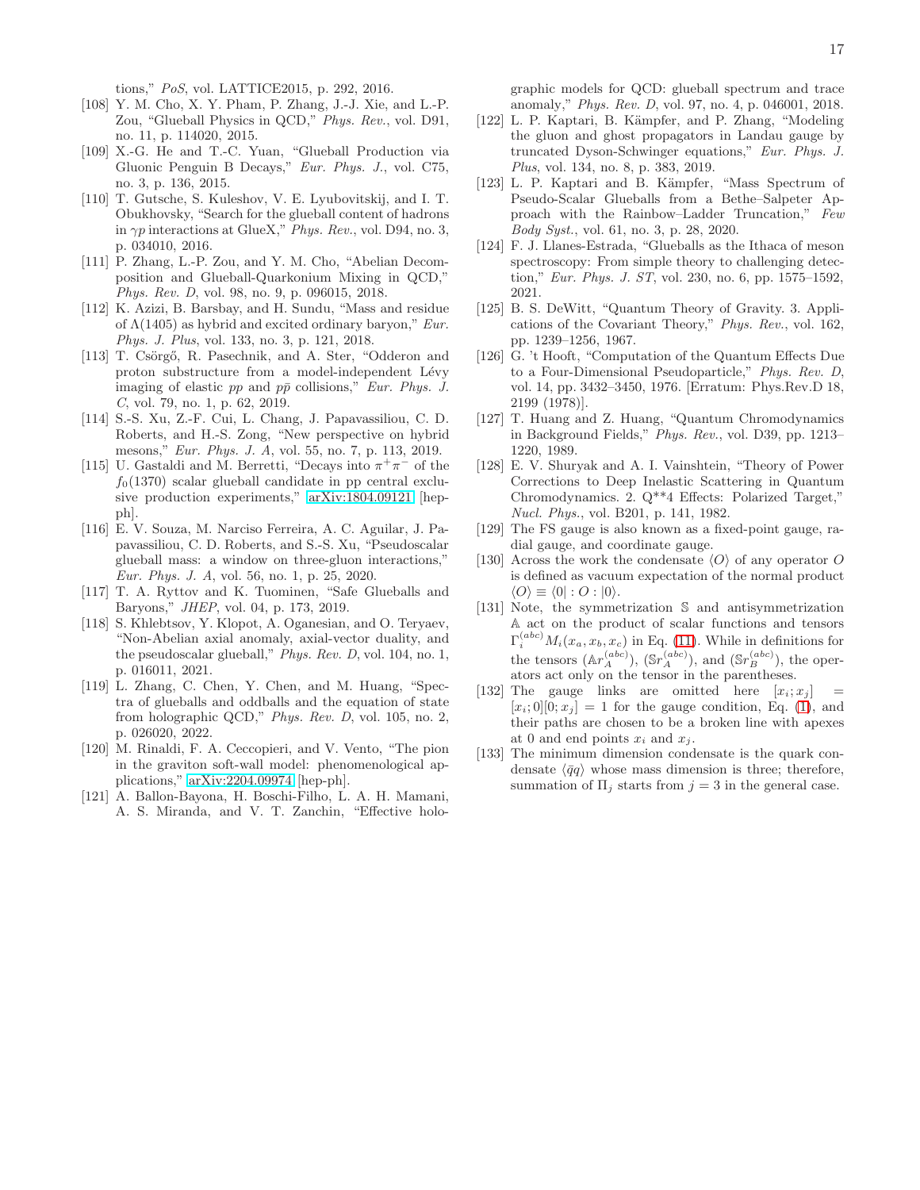tions," *PoS*, vol. LATTICE2015, p. 292, 2016.

[108] Y. M. Cho, X. Y. Pham, P. Zhang, J.-J. Xie, and L.-P. Zou, "Glueball Physics in QCD," *Phys. Rev.*, vol. D91, no. 11, p. 114020, 2015.

[109] X.-G. He and T.-C. Yuan, "Glueball Production via Gluonic Penguin B Decays," *Eur. Phys. J.*, vol. C75, no. 3, p. 136, 2015.

[110] T. Gutsche, S. Kuleshov, V. E. Lyubovitskij, and I. T. Obukhovsky, "Search for the glueball content of hadrons in $\gamma p$ interactions at GlueX," *Phys. Rev.*, vol. D94, no. 3, p. 034010, 2016.

[111] P. Zhang, L.-P. Zou, and Y. M. Cho, "Abelian Decomposition and Glueball-Quarkonium Mixing in QCD," *Phys. Rev. D*, vol. 98, no. 9, p. 096015, 2018.

[112] K. Azizi, B. Barsbay, and H. Sundu, "Mass and residue of $\Lambda(1405)$ as hybrid and excited ordinary baryon," *Eur. Phys. J. Plus*, vol. 133, no. 3, p. 121, 2018.

[113] T. Csörgő, R. Pasechnik, and A. Ster, "Odderon and proton substructure from a model-independent Lévy imaging of elastic $pp$ and $p\bar{p}$ collisions," *Eur. Phys. J. C*, vol. 79, no. 1, p. 62, 2019.

[114] S.-S. Xu, Z.-F. Cui, L. Chang, J. Papavassiliou, C. D. Roberts, and H.-S. Zong, "New perspective on hybrid mesons," *Eur. Phys. J. A*, vol. 55, no. 7, p. 113, 2019.

[115] U. Gastaldi and M. Berretti, "Decays into $\pi^+\pi^-$ of the $f_0(1370)$ scalar glueball candidate in pp central exclusive production experiments," arXiv:1804.09121 [hep-ph].

[116] E. V. Souza, M. Narciso Ferreira, A. C. Aguilar, J. Papavassiliou, C. D. Roberts, and S.-S. Xu, "Pseudoscalar glueball mass: a window on three-gluon interactions," *Eur. Phys. J. A*, vol. 56, no. 1, p. 25, 2020.

[117] T. A. Ryttov and K. Tuominen, "Safe Glueballs and Baryons," *JHEP*, vol. 04, p. 173, 2019.

[118] S. Khlebtsov, Y. Klopot, A. Oganesian, and O. Teryaev, "Non-Abelian axial anomaly, axial-vector duality, and the pseudoscalar glueball," *Phys. Rev. D*, vol. 104, no. 1, p. 016011, 2021.

[119] L. Zhang, C. Chen, Y. Chen, and M. Huang, "Spectra of glueballs and oddballs and the equation of state from holographic QCD," *Phys. Rev. D*, vol. 105, no. 2, p. 026020, 2022.

[120] M. Rinaldi, F. A. Ceccopieri, and V. Vento, "The pion in the graviton soft-wall model: phenomenological applications," arXiv:2204.09974 [hep-ph].

[121] A. Ballon-Bayona, H. Boschi-Filho, L. A. H. Mamani, A. S. Miranda, and V. T. Zanchin, "Effective holographic models for QCD: glueball spectrum and trace anomaly," *Phys. Rev. D*, vol. 97, no. 4, p. 046001, 2018.

[122] L. P. Kaptari, B. Kämpfer, and P. Zhang, "Modeling the gluon and ghost propagators in Landau gauge by truncated Dyson-Schwinger equations," *Eur. Phys. J. Plus*, vol. 134, no. 8, p. 383, 2019.

[123] L. P. Kaptari and B. Kämpfer, "Mass Spectrum of Pseudo-Scalar Glueballs from a Bethe–Salpeter Approach with the Rainbow–Ladder Truncation," *Few Body Syst.*, vol. 61, no. 3, p. 28, 2020.

[124] F. J. Llanes-Estrada, "Glueballs as the Ithaca of meson spectroscopy: From simple theory to challenging detection," *Eur. Phys. J. ST*, vol. 230, no. 6, pp. 1575–1592, 2021.

[125] B. S. DeWitt, "Quantum Theory of Gravity. 3. Applications of the Covariant Theory," *Phys. Rev.*, vol. 162, pp. 1239–1256, 1967.

[126] G. 't Hooft, "Computation of the Quantum Effects Due to a Four-Dimensional Pseudoparticle," *Phys. Rev. D*, vol. 14, pp. 3432–3450, 1976. [Erratum: Phys.Rev.D 18, 2199 (1978)].

[127] T. Huang and Z. Huang, "Quantum Chromodynamics in Background Fields," *Phys. Rev.*, vol. D39, pp. 1213–1220, 1989.

[128] E. V. Shuryak and A. I. Vainshtein, "Theory of Power Corrections to Deep Inelastic Scattering in Quantum Chromodynamics. 2. Q**4 Effects: Polarized Target," *Nucl. Phys.*, vol. B201, p. 141, 1982.

[129] The FS gauge is also known as a fixed-point gauge, radial gauge, and coordinate gauge.

[130] Across the work the condensate $\langle O \rangle$ of any operator $O$ is defined as vacuum expectation of the normal product $\langle O \rangle \equiv \langle 0| : O : |0\rangle$.

[131] Note, the symmetrization $\mathbb{S}$ and antisymmetrization $\mathbb{A}$ act on the product of scalar functions and tensors $\Gamma_i^{(abc)} M_i(x_a, x_b, x_c)$ in Eq. (11). While in definitions for the tensors $(\mathbb{A}r_A^{(abc)})$, $(\mathbb{S}r_A^{(abc)})$, and $(\mathbb{S}r_B^{(abc)})$, the operators act only on the tensor in the parentheses.

[132] The gauge links are omitted here $[x_i; x_j] = [x_i; 0][0; x_j] = 1$ for the gauge condition, Eq. (1), and their paths are chosen to be a broken line with apexes at 0 and end points $x_i$ and $x_j$.

[133] The minimum dimension condensate is the quark condensate $\langle \bar{q}q \rangle$ whose mass dimension is three; therefore, summation of $\Pi_j$ starts from $j = 3$ in the general case.